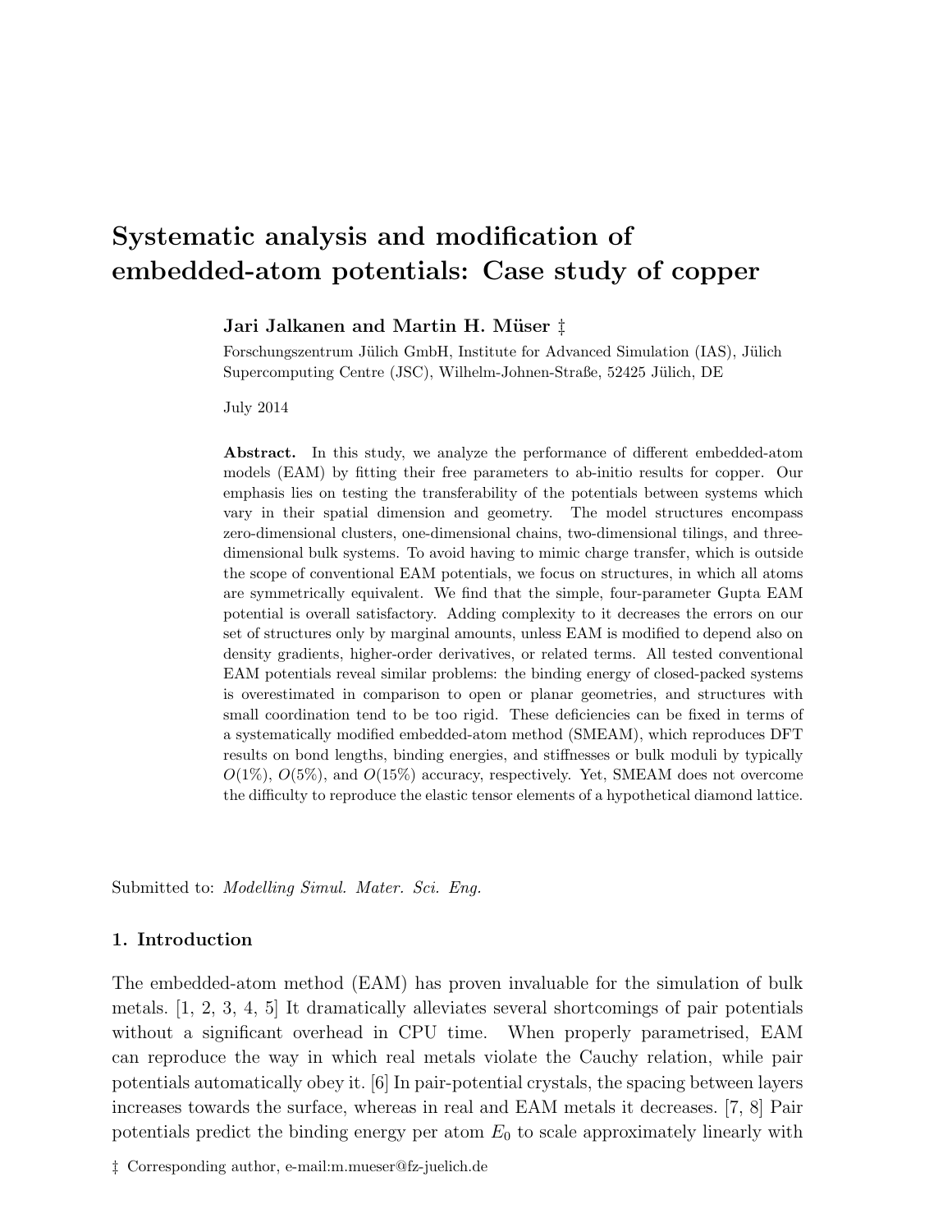# Systematic analysis and modification of embedded-atom potentials: Case study of copper

**Jari Jalkanen and Martin H. Müser ‡**

Forschungszentrum Jülich GmbH, Institute for Advanced Simulation (IAS), Jülich Supercomputing Centre (JSC), Wilhelm-Johnen-Straße, 52425 Jülich, DE

July 2014

**Abstract.** In this study, we analyze the performance of different embedded-atom models (EAM) by fitting their free parameters to ab-initio results for copper. Our emphasis lies on testing the transferability of the potentials between systems which vary in their spatial dimension and geometry. The model structures encompass zero-dimensional clusters, one-dimensional chains, two-dimensional tilings, and three-dimensional bulk systems. To avoid having to mimic charge transfer, which is outside the scope of conventional EAM potentials, we focus on structures, in which all atoms are symmetrically equivalent. We find that the simple, four-parameter Gupta EAM potential is overall satisfactory. Adding complexity to it decreases the errors on our set of structures only by marginal amounts, unless EAM is modified to depend also on density gradients, higher-order derivatives, or related terms. All tested conventional EAM potentials reveal similar problems: the binding energy of closed-packed systems is overestimated in comparison to open or planar geometries, and structures with small coordination tend to be too rigid. These deficiencies can be fixed in terms of a systematically modified embedded-atom method (SMEAM), which reproduces DFT results on bond lengths, binding energies, and stiffnesses or bulk moduli by typically $O(1\%)$, $O(5\%)$, and $O(15\%)$ accuracy, respectively. Yet, SMEAM does not overcome the difficulty to reproduce the elastic tensor elements of a hypothetical diamond lattice.

Submitted to: *Modelling Simul. Mater. Sci. Eng.*

## 1. Introduction

The embedded-atom method (EAM) has proven invaluable for the simulation of bulk metals. [1, 2, 3, 4, 5] It dramatically alleviates several shortcomings of pair potentials without a significant overhead in CPU time. When properly parametrised, EAM can reproduce the way in which real metals violate the Cauchy relation, while pair potentials automatically obey it. [6] In pair-potential crystals, the spacing between layers increases towards the surface, whereas in real and EAM metals it decreases. [7, 8] Pair potentials predict the binding energy per atom $E_0$ to scale approximately linearly with

‡ Corresponding author, e-mail:m.mueser@fz-juelich.de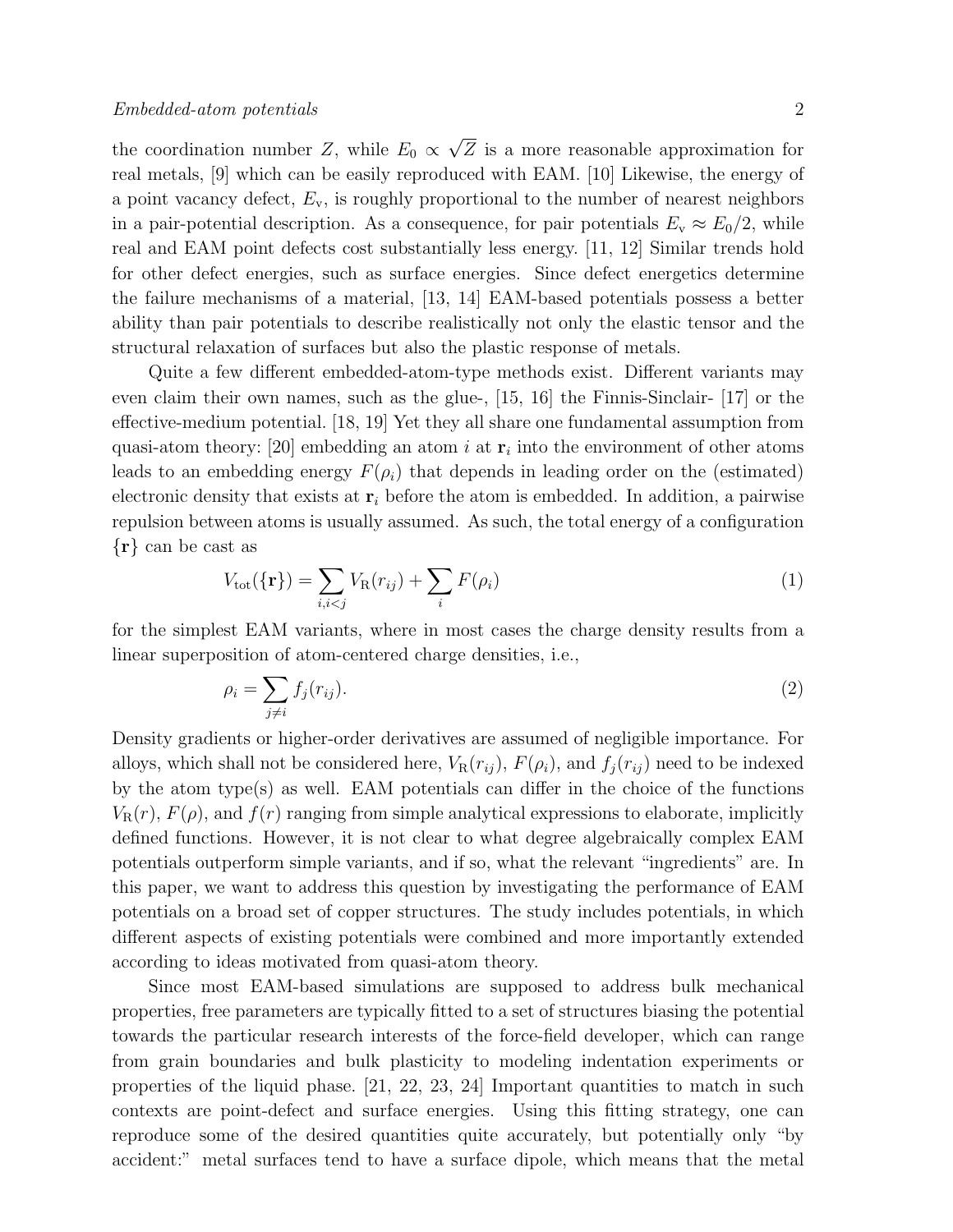the coordination number $Z$, while $E_0 \propto \sqrt{Z}$ is a more reasonable approximation for real metals, [9] which can be easily reproduced with EAM. [10] Likewise, the energy of a point vacancy defect, $E_{\rm v}$, is roughly proportional to the number of nearest neighbors in a pair-potential description. As a consequence, for pair potentials $E_{\rm v} \approx E_0/2$, while real and EAM point defects cost substantially less energy. [11, 12] Similar trends hold for other defect energies, such as surface energies. Since defect energetics determine the failure mechanisms of a material, [13, 14] EAM-based potentials possess a better ability than pair potentials to describe realistically not only the elastic tensor and the structural relaxation of surfaces but also the plastic response of metals.

Quite a few different embedded-atom-type methods exist. Different variants may even claim their own names, such as the glue-, [15, 16] the Finnis-Sinclair- [17] or the effective-medium potential. [18, 19] Yet they all share one fundamental assumption from quasi-atom theory: [20] embedding an atom $i$ at $\mathbf{r}_i$ into the environment of other atoms leads to an embedding energy $F(\rho_i)$ that depends in leading order on the (estimated) electronic density that exists at $\mathbf{r}_i$ before the atom is embedded. In addition, a pairwise repulsion between atoms is usually assumed. As such, the total energy of a configuration $\{\mathbf{r}\}$ can be cast as

$$V_{\rm tot}(\{\mathbf{r}\}) = \sum_{i,i<j} V_{\rm R}(r_{ij}) + \sum_i F(\rho_i) \tag{1}$$

for the simplest EAM variants, where in most cases the charge density results from a linear superposition of atom-centered charge densities, i.e.,

$$\rho_i = \sum_{j \neq i} f_j(r_{ij}). \tag{2}$$

Density gradients or higher-order derivatives are assumed of negligible importance. For alloys, which shall not be considered here, $V_{\rm R}(r_{ij})$, $F(\rho_i)$, and $f_j(r_{ij})$ need to be indexed by the atom type(s) as well. EAM potentials can differ in the choice of the functions $V_{\rm R}(r)$, $F(\rho)$, and $f(r)$ ranging from simple analytical expressions to elaborate, implicitly defined functions. However, it is not clear to what degree algebraically complex EAM potentials outperform simple variants, and if so, what the relevant "ingredients" are. In this paper, we want to address this question by investigating the performance of EAM potentials on a broad set of copper structures. The study includes potentials, in which different aspects of existing potentials were combined and more importantly extended according to ideas motivated from quasi-atom theory.

Since most EAM-based simulations are supposed to address bulk mechanical properties, free parameters are typically fitted to a set of structures biasing the potential towards the particular research interests of the force-field developer, which can range from grain boundaries and bulk plasticity to modeling indentation experiments or properties of the liquid phase. [21, 22, 23, 24] Important quantities to match in such contexts are point-defect and surface energies. Using this fitting strategy, one can reproduce some of the desired quantities quite accurately, but potentially only "by accident:" metal surfaces tend to have a surface dipole, which means that the metal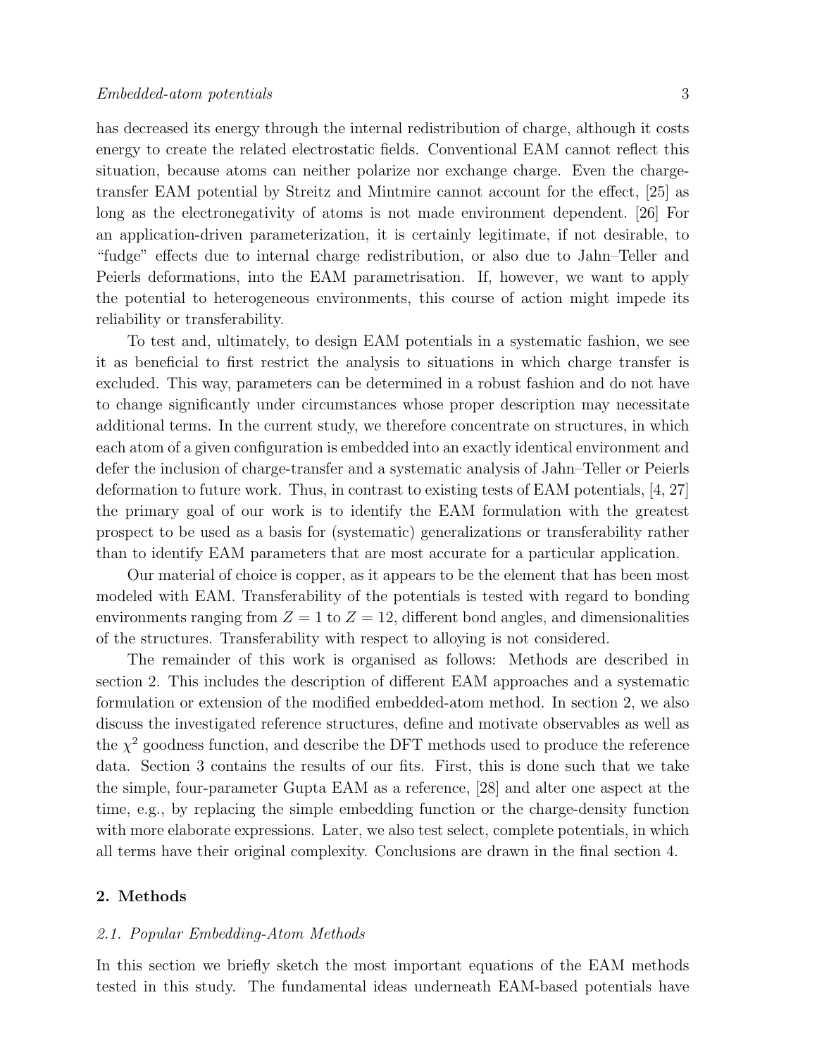has decreased its energy through the internal redistribution of charge, although it costs energy to create the related electrostatic fields. Conventional EAM cannot reflect this situation, because atoms can neither polarize nor exchange charge. Even the charge-transfer EAM potential by Streitz and Mintmire cannot account for the effect, [25] as long as the electronegativity of atoms is not made environment dependent. [26] For an application-driven parameterization, it is certainly legitimate, if not desirable, to "fudge" effects due to internal charge redistribution, or also due to Jahn–Teller and Peierls deformations, into the EAM parametrisation. If, however, we want to apply the potential to heterogeneous environments, this course of action might impede its reliability or transferability.

To test and, ultimately, to design EAM potentials in a systematic fashion, we see it as beneficial to first restrict the analysis to situations in which charge transfer is excluded. This way, parameters can be determined in a robust fashion and do not have to change significantly under circumstances whose proper description may necessitate additional terms. In the current study, we therefore concentrate on structures, in which each atom of a given configuration is embedded into an exactly identical environment and defer the inclusion of charge-transfer and a systematic analysis of Jahn–Teller or Peierls deformation to future work. Thus, in contrast to existing tests of EAM potentials, [4, 27] the primary goal of our work is to identify the EAM formulation with the greatest prospect to be used as a basis for (systematic) generalizations or transferability rather than to identify EAM parameters that are most accurate for a particular application.

Our material of choice is copper, as it appears to be the element that has been most modeled with EAM. Transferability of the potentials is tested with regard to bonding environments ranging from $Z = 1$ to $Z = 12$, different bond angles, and dimensionalities of the structures. Transferability with respect to alloying is not considered.

The remainder of this work is organised as follows: Methods are described in section 2. This includes the description of different EAM approaches and a systematic formulation or extension of the modified embedded-atom method. In section 2, we also discuss the investigated reference structures, define and motivate observables as well as the $\chi^2$ goodness function, and describe the DFT methods used to produce the reference data. Section 3 contains the results of our fits. First, this is done such that we take the simple, four-parameter Gupta EAM as a reference, [28] and alter one aspect at the time, e.g., by replacing the simple embedding function or the charge-density function with more elaborate expressions. Later, we also test select, complete potentials, in which all terms have their original complexity. Conclusions are drawn in the final section 4.

## 2. Methods

### *2.1. Popular Embedding-Atom Methods*

In this section we briefly sketch the most important equations of the EAM methods tested in this study. The fundamental ideas underneath EAM-based potentials have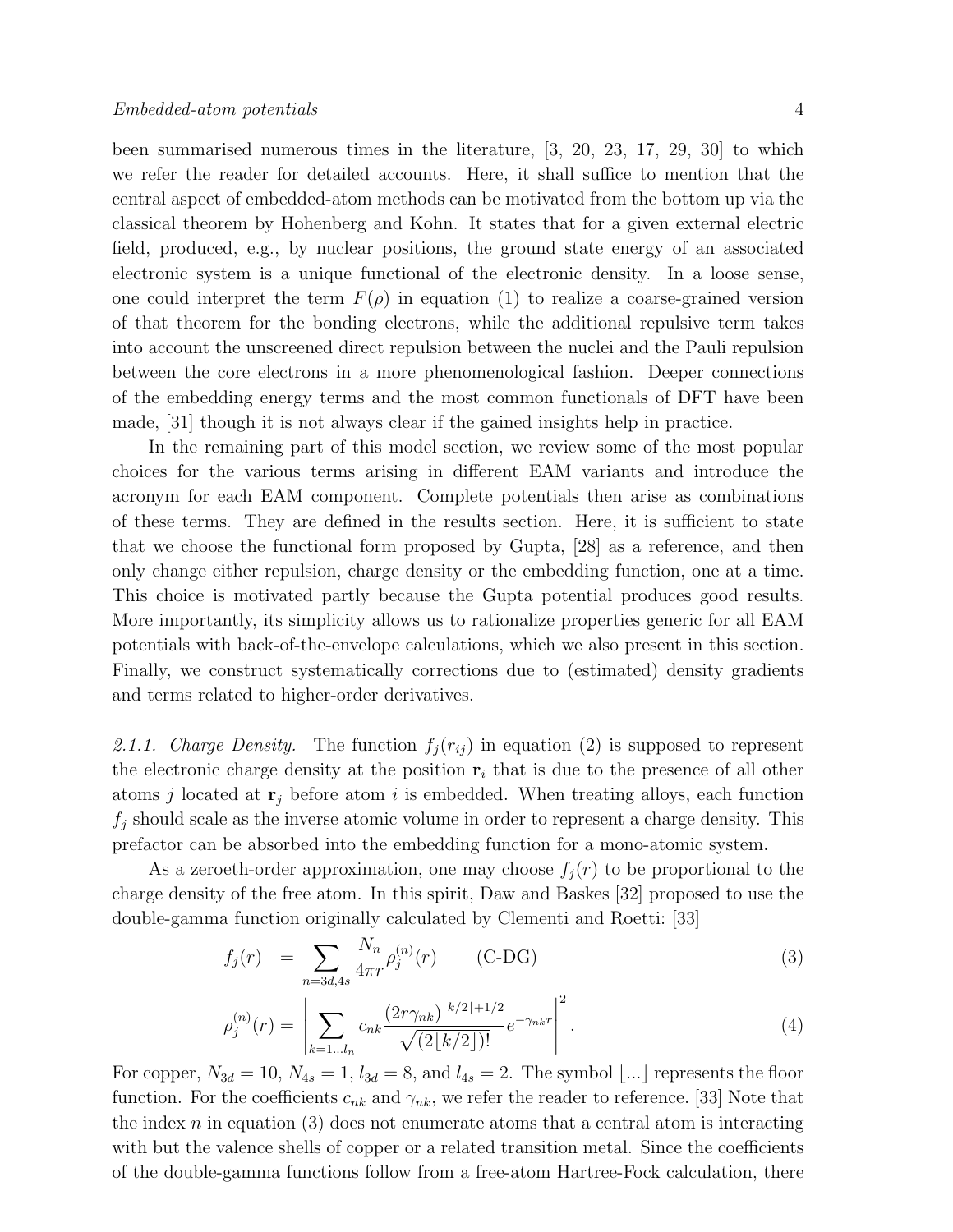been summarised numerous times in the literature, [3, 20, 23, 17, 29, 30] to which we refer the reader for detailed accounts. Here, it shall suffice to mention that the central aspect of embedded-atom methods can be motivated from the bottom up via the classical theorem by Hohenberg and Kohn. It states that for a given external electric field, produced, e.g., by nuclear positions, the ground state energy of an associated electronic system is a unique functional of the electronic density. In a loose sense, one could interpret the term $F(\rho)$ in equation (1) to realize a coarse-grained version of that theorem for the bonding electrons, while the additional repulsive term takes into account the unscreened direct repulsion between the nuclei and the Pauli repulsion between the core electrons in a more phenomenological fashion. Deeper connections of the embedding energy terms and the most common functionals of DFT have been made, [31] though it is not always clear if the gained insights help in practice.

In the remaining part of this model section, we review some of the most popular choices for the various terms arising in different EAM variants and introduce the acronym for each EAM component. Complete potentials then arise as combinations of these terms. They are defined in the results section. Here, it is sufficient to state that we choose the functional form proposed by Gupta, [28] as a reference, and then only change either repulsion, charge density or the embedding function, one at a time. This choice is motivated partly because the Gupta potential produces good results. More importantly, its simplicity allows us to rationalize properties generic for all EAM potentials with back-of-the-envelope calculations, which we also present in this section. Finally, we construct systematically corrections due to (estimated) density gradients and terms related to higher-order derivatives.

*2.1.1. Charge Density.* The function $f_j(r_{ij})$ in equation (2) is supposed to represent the electronic charge density at the position $\mathbf{r}_i$ that is due to the presence of all other atoms $j$ located at $\mathbf{r}_j$ before atom $i$ is embedded. When treating alloys, each function $f_j$ should scale as the inverse atomic volume in order to represent a charge density. This prefactor can be absorbed into the embedding function for a mono-atomic system.

As a zeroeth-order approximation, one may choose $f_j(r)$ to be proportional to the charge density of the free atom. In this spirit, Daw and Baskes [32] proposed to use the double-gamma function originally calculated by Clementi and Roetti: [33]

$$f_j(r) = \sum_{n=3d,4s} \frac{N_n}{4\pi r} \rho_j^{(n)}(r) \qquad \text{(C-DG)} \tag{3}$$

$$\rho_j^{(n)}(r) = \left| \sum_{k=1\ldots l_n} c_{nk} \frac{(2r\gamma_{nk})^{\lfloor k/2 \rfloor + 1/2}}{\sqrt{(2\lfloor k/2 \rfloor)!}} e^{-\gamma_{nk} r} \right|^2 . \tag{4}$$

For copper, $N_{3d} = 10$, $N_{4s} = 1$, $l_{3d} = 8$, and $l_{4s} = 2$. The symbol $\lfloor \ldots \rfloor$ represents the floor function. For the coefficients $c_{nk}$ and $\gamma_{nk}$, we refer the reader to reference. [33] Note that the index $n$ in equation (3) does not enumerate atoms that a central atom is interacting with but the valence shells of copper or a related transition metal. Since the coefficients of the double-gamma functions follow from a free-atom Hartree-Fock calculation, there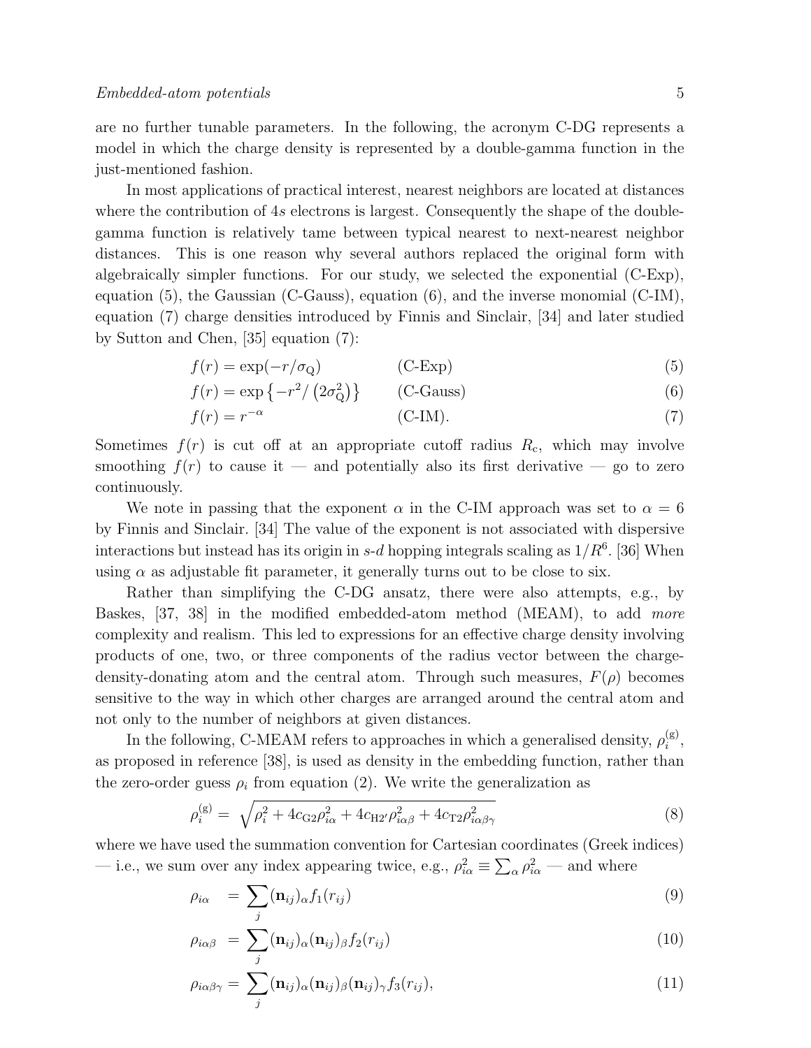are no further tunable parameters. In the following, the acronym C-DG represents a model in which the charge density is represented by a double-gamma function in the just-mentioned fashion.

In most applications of practical interest, nearest neighbors are located at distances where the contribution of 4*s* electrons is largest. Consequently the shape of the double-gamma function is relatively tame between typical nearest to next-nearest neighbor distances. This is one reason why several authors replaced the original form with algebraically simpler functions. For our study, we selected the exponential (C-Exp), equation (5), the Gaussian (C-Gauss), equation (6), and the inverse monomial (C-IM), equation (7) charge densities introduced by Finnis and Sinclair, [34] and later studied by Sutton and Chen, [35] equation (7):

$$f(r) = \exp(-r/\sigma_{\mathrm{Q}}) \qquad \text{(C-Exp)} \tag{5}$$

$$f(r) = \exp\left\{-r^2/\left(2\sigma_{\mathrm{Q}}^2\right)\right\} \qquad \text{(C-Gauss)} \tag{6}$$

$$f(r) = r^{-\alpha} \qquad \text{(C-IM).} \tag{7}$$

Sometimes $f(r)$ is cut off at an appropriate cutoff radius $R_{\mathrm{c}}$, which may involve smoothing $f(r)$ to cause it — and potentially also its first derivative — go to zero continuously.

We note in passing that the exponent $\alpha$ in the C-IM approach was set to $\alpha = 6$ by Finnis and Sinclair. [34] The value of the exponent is not associated with dispersive interactions but instead has its origin in *s*-*d* hopping integrals scaling as $1/R^6$. [36] When using $\alpha$ as adjustable fit parameter, it generally turns out to be close to six.

Rather than simplifying the C-DG ansatz, there were also attempts, e.g., by Baskes, [37, 38] in the modified embedded-atom method (MEAM), to add *more* complexity and realism. This led to expressions for an effective charge density involving products of one, two, or three components of the radius vector between the charge-density-donating atom and the central atom. Through such measures, $F(\rho)$ becomes sensitive to the way in which other charges are arranged around the central atom and not only to the number of neighbors at given distances.

In the following, C-MEAM refers to approaches in which a generalised density, $\rho_i^{(\mathrm{g})}$, as proposed in reference [38], is used as density in the embedding function, rather than the zero-order guess $\rho_i$ from equation (2). We write the generalization as

$$\rho_i^{(\mathrm{g})} = \sqrt{\rho_i^2 + 4c_{\mathrm{G2}}\rho_{i\alpha}^2 + 4c_{\mathrm{H2'}}\rho_{i\alpha\beta}^2 + 4c_{\mathrm{T2}}\rho_{i\alpha\beta\gamma}^2} \tag{8}$$

where we have used the summation convention for Cartesian coordinates (Greek indices) — i.e., we sum over any index appearing twice, e.g., $\rho_{i\alpha}^2 \equiv \sum_\alpha \rho_{i\alpha}^2$ — and where

$$\rho_{i\alpha} = \sum_j (\mathbf{n}_{ij})_\alpha f_1(r_{ij}) \tag{9}$$

$$\rho_{i\alpha\beta} = \sum_j (\mathbf{n}_{ij})_\alpha (\mathbf{n}_{ij})_\beta f_2(r_{ij}) \tag{10}$$

$$\rho_{i\alpha\beta\gamma} = \sum_j (\mathbf{n}_{ij})_\alpha (\mathbf{n}_{ij})_\beta (\mathbf{n}_{ij})_\gamma f_3(r_{ij}), \tag{11}$$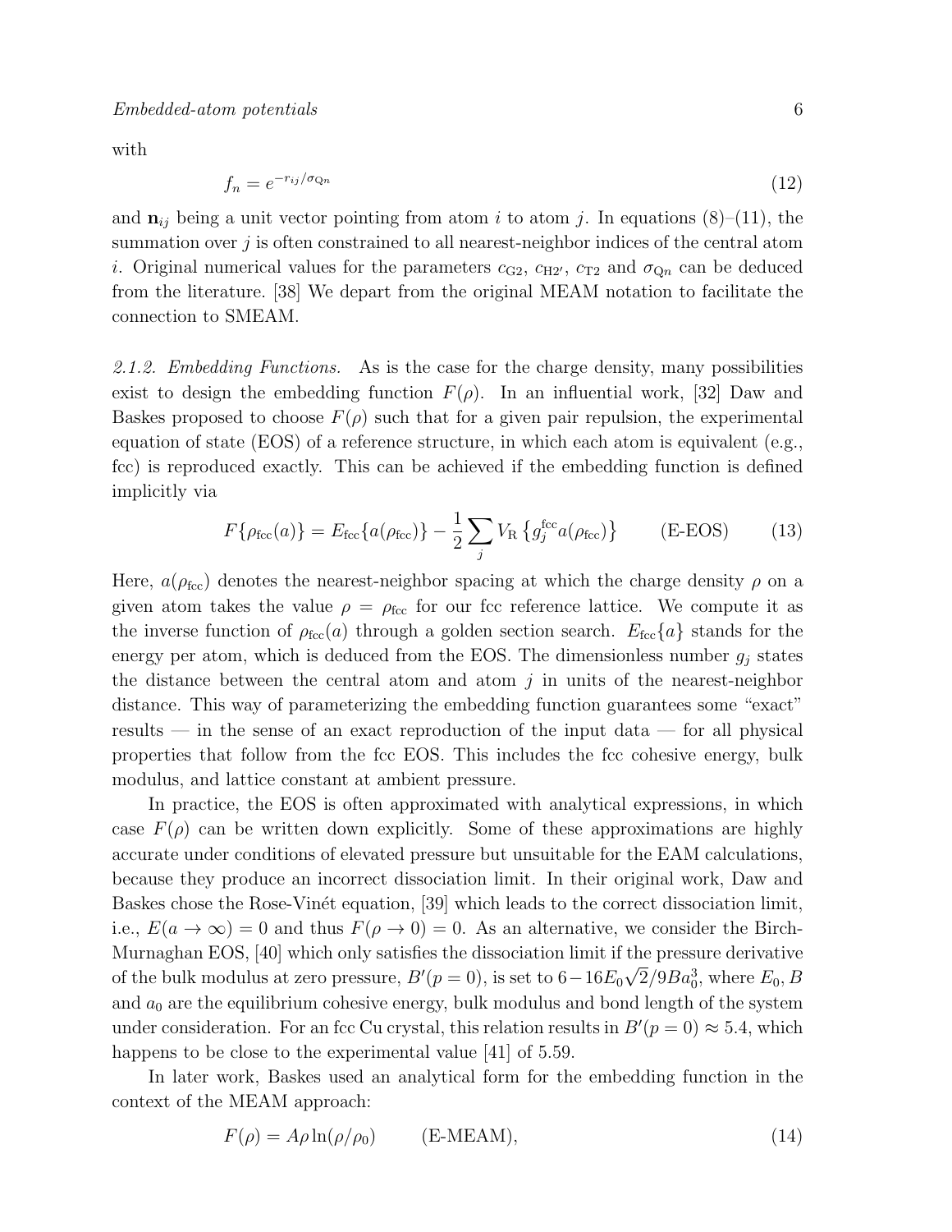with

$$f_n = e^{-r_{ij}/\sigma_{\mathrm{Q}n}} \tag{12}$$

and $\mathbf{n}_{ij}$ being a unit vector pointing from atom $i$ to atom $j$. In equations (8)–(11), the summation over $j$ is often constrained to all nearest-neighbor indices of the central atom $i$. Original numerical values for the parameters $c_{\mathrm{G2}}$, $c_{\mathrm{H2'}}$, $c_{\mathrm{T2}}$ and $\sigma_{\mathrm{Q}n}$ can be deduced from the literature. [38] We depart from the original MEAM notation to facilitate the connection to SMEAM.

*2.1.2. Embedding Functions.* As is the case for the charge density, many possibilities exist to design the embedding function $F(\rho)$. In an influential work, [32] Daw and Baskes proposed to choose $F(\rho)$ such that for a given pair repulsion, the experimental equation of state (EOS) of a reference structure, in which each atom is equivalent (e.g., fcc) is reproduced exactly. This can be achieved if the embedding function is defined implicitly via

$$F\{\rho_{\mathrm{fcc}}(a)\} = E_{\mathrm{fcc}}\{a(\rho_{\mathrm{fcc}})\} - \frac{1}{2}\sum_j V_{\mathrm{R}}\left\{g_j^{\mathrm{fcc}} a(\rho_{\mathrm{fcc}})\right\} \qquad \text{(E-EOS)} \tag{13}$$

Here, $a(\rho_{\mathrm{fcc}})$ denotes the nearest-neighbor spacing at which the charge density $\rho$ on a given atom takes the value $\rho = \rho_{\mathrm{fcc}}$ for our fcc reference lattice. We compute it as the inverse function of $\rho_{\mathrm{fcc}}(a)$ through a golden section search. $E_{\mathrm{fcc}}\{a\}$ stands for the energy per atom, which is deduced from the EOS. The dimensionless number $g_j$ states the distance between the central atom and atom $j$ in units of the nearest-neighbor distance. This way of parameterizing the embedding function guarantees some "exact" results — in the sense of an exact reproduction of the input data — for all physical properties that follow from the fcc EOS. This includes the fcc cohesive energy, bulk modulus, and lattice constant at ambient pressure.

In practice, the EOS is often approximated with analytical expressions, in which case $F(\rho)$ can be written down explicitly. Some of these approximations are highly accurate under conditions of elevated pressure but unsuitable for the EAM calculations, because they produce an incorrect dissociation limit. In their original work, Daw and Baskes chose the Rose-Vinét equation, [39] which leads to the correct dissociation limit, i.e., $E(a \to \infty) = 0$ and thus $F(\rho \to 0) = 0$. As an alternative, we consider the Birch-Murnaghan EOS, [40] which only satisfies the dissociation limit if the pressure derivative of the bulk modulus at zero pressure, $B'(p = 0)$, is set to $6 - 16E_0\sqrt{2}/9Ba_0^3$, where $E_0$, $B$ and $a_0$ are the equilibrium cohesive energy, bulk modulus and bond length of the system under consideration. For an fcc Cu crystal, this relation results in $B'(p = 0) \approx 5.4$, which happens to be close to the experimental value [41] of 5.59.

In later work, Baskes used an analytical form for the embedding function in the context of the MEAM approach:

$$F(\rho) = A\rho \ln(\rho/\rho_0) \qquad \text{(E-MEAM)}, \tag{14}$$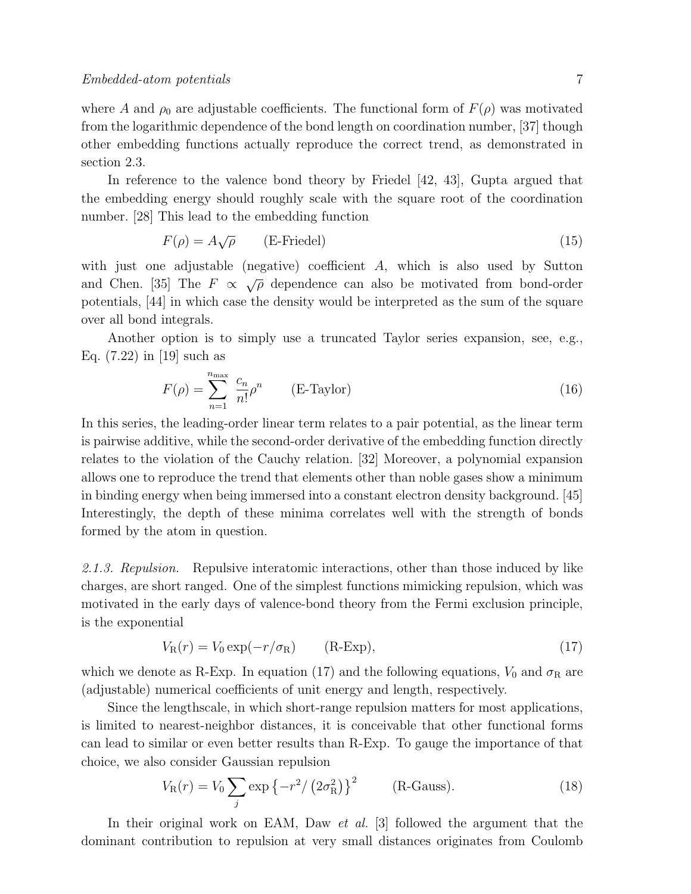where $A$ and $\rho_0$ are adjustable coefficients. The functional form of $F(\rho)$ was motivated from the logarithmic dependence of the bond length on coordination number, [37] though other embedding functions actually reproduce the correct trend, as demonstrated in section 2.3.

In reference to the valence bond theory by Friedel [42, 43], Gupta argued that the embedding energy should roughly scale with the square root of the coordination number. [28] This lead to the embedding function

$$F(\rho) = A\sqrt{\rho} \qquad \text{(E-Friedel)} \tag{15}$$

with just one adjustable (negative) coefficient $A$, which is also used by Sutton and Chen. [35] The $F \propto \sqrt{\rho}$ dependence can also be motivated from bond-order potentials, [44] in which case the density would be interpreted as the sum of the square over all bond integrals.

Another option is to simply use a truncated Taylor series expansion, see, e.g., Eq. (7.22) in [19] such as

$$F(\rho) = \sum_{n=1}^{n_{\max}} \frac{c_n}{n!}\rho^n \qquad \text{(E-Taylor)} \tag{16}$$

In this series, the leading-order linear term relates to a pair potential, as the linear term is pairwise additive, while the second-order derivative of the embedding function directly relates to the violation of the Cauchy relation. [32] Moreover, a polynomial expansion allows one to reproduce the trend that elements other than noble gases show a minimum in binding energy when being immersed into a constant electron density background. [45] Interestingly, the depth of these minima correlates well with the strength of bonds formed by the atom in question.

*2.1.3. Repulsion.* Repulsive interatomic interactions, other than those induced by like charges, are short ranged. One of the simplest functions mimicking repulsion, which was motivated in the early days of valence-bond theory from the Fermi exclusion principle, is the exponential

$$V_{\mathrm{R}}(r) = V_0 \exp(-r/\sigma_{\mathrm{R}}) \qquad \text{(R-Exp)}, \tag{17}$$

which we denote as R-Exp. In equation (17) and the following equations, $V_0$ and $\sigma_{\mathrm{R}}$ are (adjustable) numerical coefficients of unit energy and length, respectively.

Since the lengthscale, in which short-range repulsion matters for most applications, is limited to nearest-neighbor distances, it is conceivable that other functional forms can lead to similar or even better results than R-Exp. To gauge the importance of that choice, we also consider Gaussian repulsion

$$V_{\mathrm{R}}(r) = V_0 \sum_j \exp\left\{-r^2/\left(2\sigma_{\mathrm{R}}^2\right)\right\}^2 \qquad \text{(R-Gauss)}. \tag{18}$$

In their original work on EAM, Daw *et al.* [3] followed the argument that the dominant contribution to repulsion at very small distances originates from Coulomb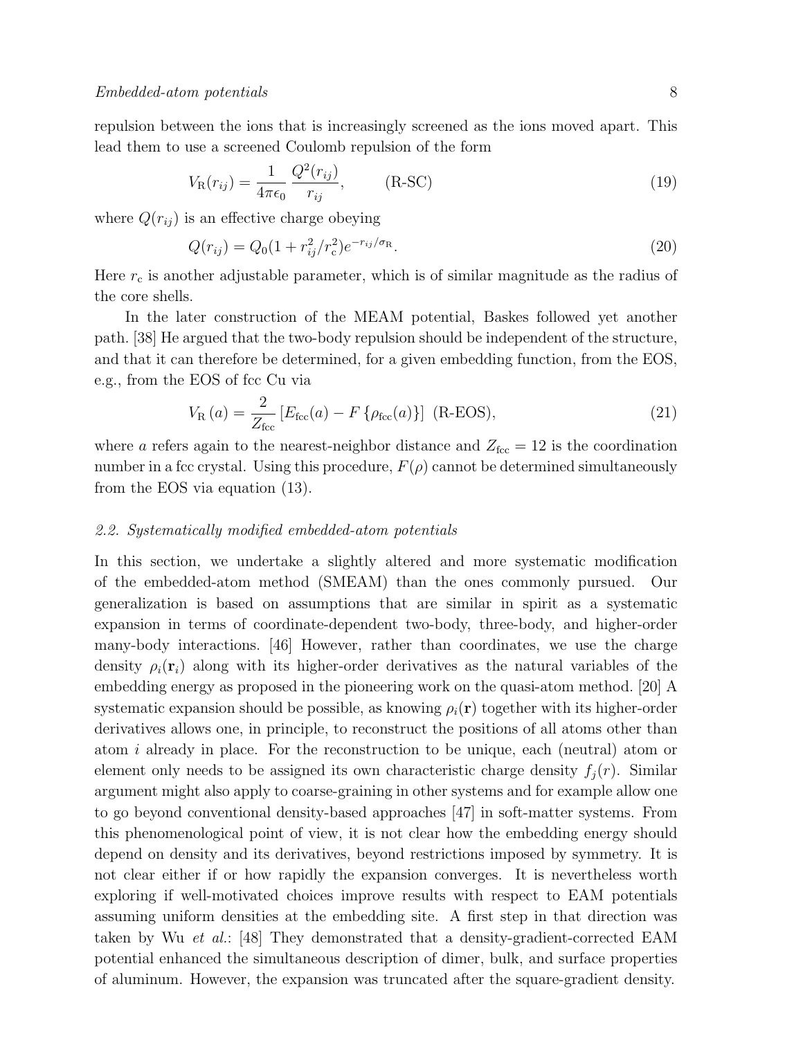repulsion between the ions that is increasingly screened as the ions moved apart. This lead them to use a screened Coulomb repulsion of the form

$$V_{\mathrm{R}}(r_{ij}) = \frac{1}{4\pi\epsilon_0}\frac{Q^2(r_{ij})}{r_{ij}}, \qquad \text{(R-SC)} \tag{19}$$

where $Q(r_{ij})$ is an effective charge obeying

$$Q(r_{ij}) = Q_0(1 + r_{ij}^2/r_{\mathrm{c}}^2)e^{-r_{ij}/\sigma_{\mathrm{R}}}. \tag{20}$$

Here $r_{\mathrm{c}}$ is another adjustable parameter, which is of similar magnitude as the radius of the core shells.

In the later construction of the MEAM potential, Baskes followed yet another path. [38] He argued that the two-body repulsion should be independent of the structure, and that it can therefore be determined, for a given embedding function, from the EOS, e.g., from the EOS of fcc Cu via

$$V_{\mathrm{R}}(a) = \frac{2}{Z_{\mathrm{fcc}}}\left[E_{\mathrm{fcc}}(a) - F\left\{\rho_{\mathrm{fcc}}(a)\right\}\right] \ \text{(R-EOS)}, \tag{21}$$

where $a$ refers again to the nearest-neighbor distance and $Z_{\mathrm{fcc}} = 12$ is the coordination number in a fcc crystal. Using this procedure, $F(\rho)$ cannot be determined simultaneously from the EOS via equation (13).

### *2.2. Systematically modified embedded-atom potentials*

In this section, we undertake a slightly altered and more systematic modification of the embedded-atom method (SMEAM) than the ones commonly pursued. Our generalization is based on assumptions that are similar in spirit as a systematic expansion in terms of coordinate-dependent two-body, three-body, and higher-order many-body interactions. [46] However, rather than coordinates, we use the charge density $\rho_i(\mathbf{r}_i)$ along with its higher-order derivatives as the natural variables of the embedding energy as proposed in the pioneering work on the quasi-atom method. [20] A systematic expansion should be possible, as knowing $\rho_i(\mathbf{r})$ together with its higher-order derivatives allows one, in principle, to reconstruct the positions of all atoms other than atom $i$ already in place. For the reconstruction to be unique, each (neutral) atom or element only needs to be assigned its own characteristic charge density $f_j(r)$. Similar argument might also apply to coarse-graining in other systems and for example allow one to go beyond conventional density-based approaches [47] in soft-matter systems. From this phenomenological point of view, it is not clear how the embedding energy should depend on density and its derivatives, beyond restrictions imposed by symmetry. It is not clear either if or how rapidly the expansion converges. It is nevertheless worth exploring if well-motivated choices improve results with respect to EAM potentials assuming uniform densities at the embedding site. A first step in that direction was taken by Wu *et al.*: [48] They demonstrated that a density-gradient-corrected EAM potential enhanced the simultaneous description of dimer, bulk, and surface properties of aluminum. However, the expansion was truncated after the square-gradient density.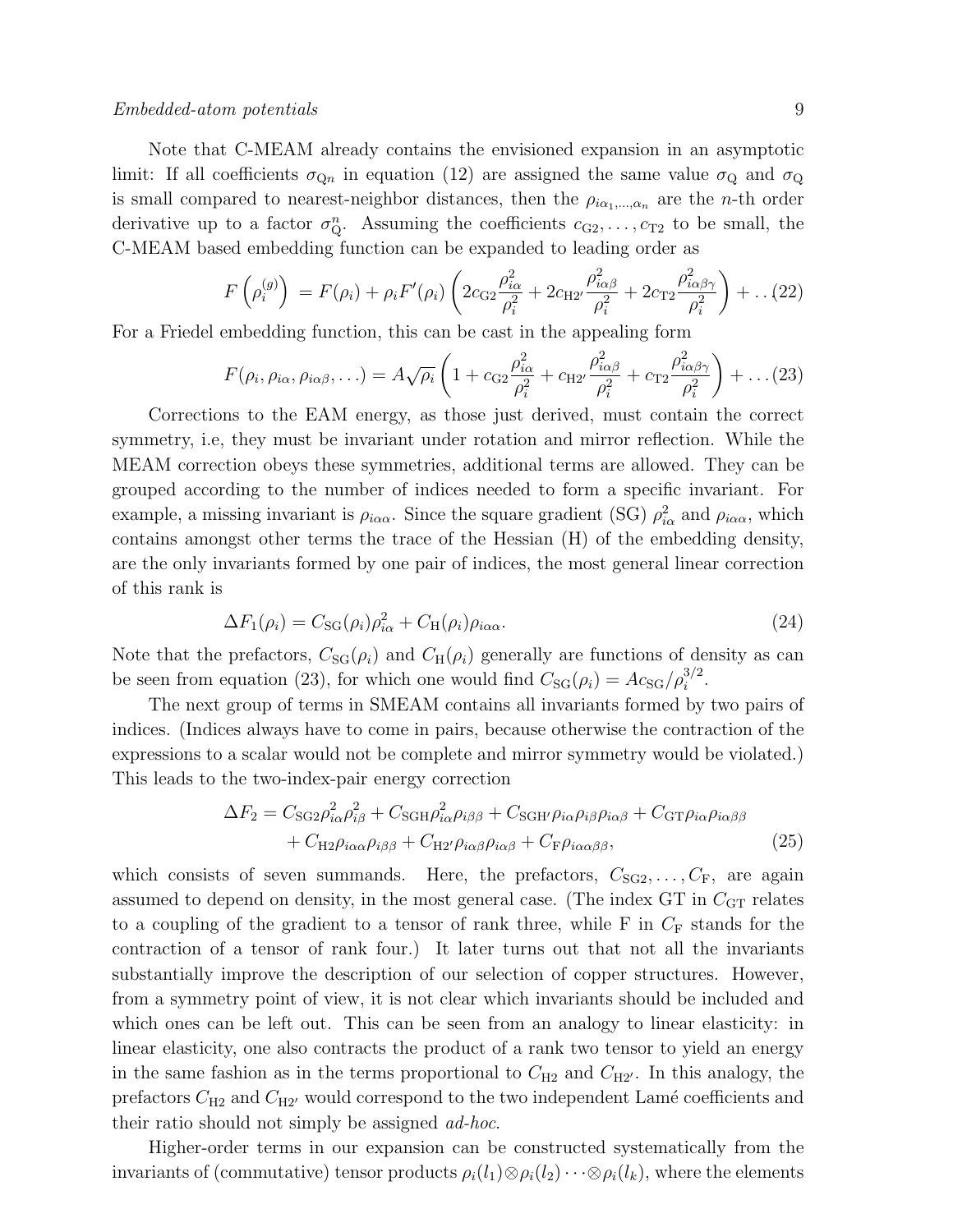Note that C-MEAM already contains the envisioned expansion in an asymptotic limit: If all coefficients $\sigma_{\mathrm{Q}n}$ in equation (12) are assigned the same value $\sigma_{\mathrm{Q}}$ and $\sigma_{\mathrm{Q}}$ is small compared to nearest-neighbor distances, then the $\rho_{i\alpha_1,\ldots,\alpha_n}$ are the $n$-th order derivative up to a factor $\sigma_{\mathrm{Q}}^n$. Assuming the coefficients $c_{\mathrm{G2}},\ldots,c_{\mathrm{T2}}$ to be small, the C-MEAM based embedding function can be expanded to leading order as

$$F\left(\rho_i^{(g)}\right) = F(\rho_i) + \rho_i F'(\rho_i)\left(2c_{\mathrm{G2}}\frac{\rho_{i\alpha}^2}{\rho_i^2} + 2c_{\mathrm{H2'}}\frac{\rho_{i\alpha\beta}^2}{\rho_i^2} + 2c_{\mathrm{T2}}\frac{\rho_{i\alpha\beta\gamma}^2}{\rho_i^2}\right) + \ldots \quad (22)$$

For a Friedel embedding function, this can be cast in the appealing form

$$F(\rho_i,\rho_{i\alpha},\rho_{i\alpha\beta},\ldots) = A\sqrt{\rho_i}\left(1 + c_{\mathrm{G2}}\frac{\rho_{i\alpha}^2}{\rho_i^2} + c_{\mathrm{H2'}}\frac{\rho_{i\alpha\beta}^2}{\rho_i^2} + c_{\mathrm{T2}}\frac{\rho_{i\alpha\beta\gamma}^2}{\rho_i^2}\right) + \ldots \quad (23)$$

Corrections to the EAM energy, as those just derived, must contain the correct symmetry, i.e, they must be invariant under rotation and mirror reflection. While the MEAM correction obeys these symmetries, additional terms are allowed. They can be grouped according to the number of indices needed to form a specific invariant. For example, a missing invariant is $\rho_{i\alpha\alpha}$. Since the square gradient (SG) $\rho_{i\alpha}^2$ and $\rho_{i\alpha\alpha}$, which contains amongst other terms the trace of the Hessian (H) of the embedding density, are the only invariants formed by one pair of indices, the most general linear correction of this rank is

$$\Delta F_1(\rho_i) = C_{\mathrm{SG}}(\rho_i)\rho_{i\alpha}^2 + C_{\mathrm{H}}(\rho_i)\rho_{i\alpha\alpha}. \quad (24)$$

Note that the prefactors, $C_{\mathrm{SG}}(\rho_i)$ and $C_{\mathrm{H}}(\rho_i)$ generally are functions of density as can be seen from equation (23), for which one would find $C_{\mathrm{SG}}(\rho_i) = Ac_{\mathrm{SG}}/\rho_i^{3/2}$.

The next group of terms in SMEAM contains all invariants formed by two pairs of indices. (Indices always have to come in pairs, because otherwise the contraction of the expressions to a scalar would not be complete and mirror symmetry would be violated.) This leads to the two-index-pair energy correction

$$\begin{aligned}\Delta F_2 = {} & C_{\mathrm{SG2}}\rho_{i\alpha}^2\rho_{i\beta}^2 + C_{\mathrm{SGH}}\rho_{i\alpha}^2\rho_{i\beta\beta} + C_{\mathrm{SGH'}}\rho_{i\alpha}\rho_{i\beta}\rho_{i\alpha\beta} + C_{\mathrm{GT}}\rho_{i\alpha}\rho_{i\alpha\beta\beta} \\ & + C_{\mathrm{H2}}\rho_{i\alpha\alpha}\rho_{i\beta\beta} + C_{\mathrm{H2'}}\rho_{i\alpha\beta}\rho_{i\alpha\beta} + C_{\mathrm{F}}\rho_{i\alpha\alpha\beta\beta},\end{aligned} \quad (25)$$

which consists of seven summands. Here, the prefactors, $C_{\mathrm{SG2}},\ldots,C_{\mathrm{F}}$, are again assumed to depend on density, in the most general case. (The index GT in $C_{\mathrm{GT}}$ relates to a coupling of the gradient to a tensor of rank three, while F in $C_{\mathrm{F}}$ stands for the contraction of a tensor of rank four.) It later turns out that not all the invariants substantially improve the description of our selection of copper structures. However, from a symmetry point of view, it is not clear which invariants should be included and which ones can be left out. This can be seen from an analogy to linear elasticity: in linear elasticity, one also contracts the product of a rank two tensor to yield an energy in the same fashion as in the terms proportional to $C_{\mathrm{H2}}$ and $C_{\mathrm{H2'}}$. In this analogy, the prefactors $C_{\mathrm{H2}}$ and $C_{\mathrm{H2'}}$ would correspond to the two independent Lamé coefficients and their ratio should not simply be assigned *ad-hoc*.

Higher-order terms in our expansion can be constructed systematically from the invariants of (commutative) tensor products $\rho_i(l_1)\otimes\rho_i(l_2)\cdots\otimes\rho_i(l_k)$, where the elements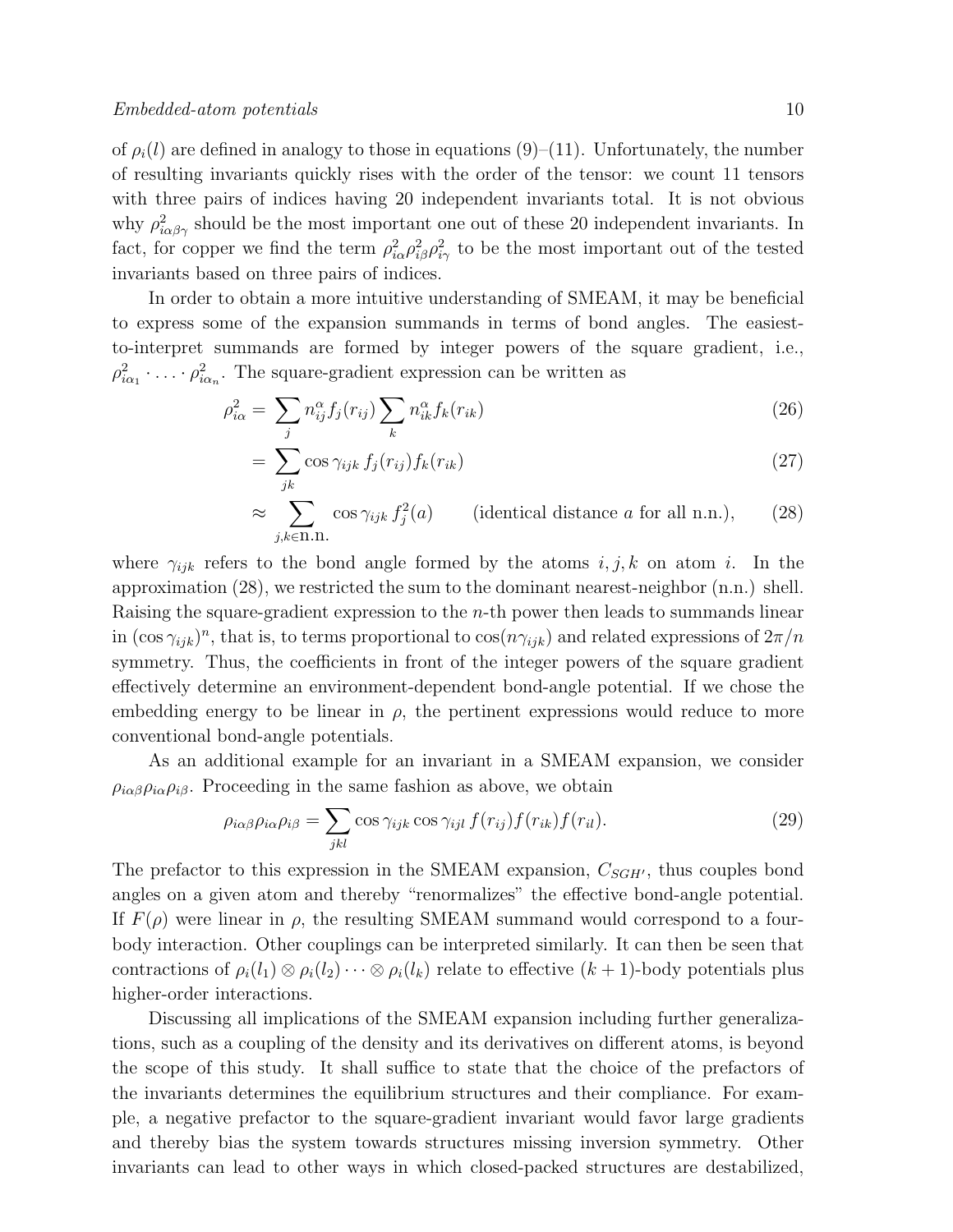of $\rho_i(l)$ are defined in analogy to those in equations (9)–(11). Unfortunately, the number of resulting invariants quickly rises with the order of the tensor: we count 11 tensors with three pairs of indices having 20 independent invariants total. It is not obvious why $\rho_{i\alpha\beta\gamma}^2$ should be the most important one out of these 20 independent invariants. In fact, for copper we find the term $\rho_{i\alpha}^2 \rho_{i\beta}^2 \rho_{i\gamma}^2$ to be the most important out of the tested invariants based on three pairs of indices.

In order to obtain a more intuitive understanding of SMEAM, it may be beneficial to express some of the expansion summands in terms of bond angles. The easiest-to-interpret summands are formed by integer powers of the square gradient, i.e., $\rho_{i\alpha_1}^2 \cdot \ldots \cdot \rho_{i\alpha_n}^2$. The square-gradient expression can be written as

$$\rho_{i\alpha}^2 = \sum_j n_{ij}^\alpha f_j(r_{ij}) \sum_k n_{ik}^\alpha f_k(r_{ik}) \tag{26}$$

$$= \sum_{jk} \cos\gamma_{ijk}\, f_j(r_{ij}) f_k(r_{ik}) \tag{27}$$

$$\approx \sum_{j,k \in \text{n.n.}} \cos\gamma_{ijk}\, f_j^2(a) \qquad \text{(identical distance } a \text{ for all n.n.)}, \tag{28}$$

where $\gamma_{ijk}$ refers to the bond angle formed by the atoms $i, j, k$ on atom $i$. In the approximation (28), we restricted the sum to the dominant nearest-neighbor (n.n.) shell. Raising the square-gradient expression to the $n$-th power then leads to summands linear in $(\cos\gamma_{ijk})^n$, that is, to terms proportional to $\cos(n\gamma_{ijk})$ and related expressions of $2\pi/n$ symmetry. Thus, the coefficients in front of the integer powers of the square gradient effectively determine an environment-dependent bond-angle potential. If we chose the embedding energy to be linear in $\rho$, the pertinent expressions would reduce to more conventional bond-angle potentials.

As an additional example for an invariant in a SMEAM expansion, we consider $\rho_{i\alpha\beta}\rho_{i\alpha}\rho_{i\beta}$. Proceeding in the same fashion as above, we obtain

$$\rho_{i\alpha\beta}\rho_{i\alpha}\rho_{i\beta} = \sum_{jkl} \cos\gamma_{ijk} \cos\gamma_{ijl}\, f(r_{ij}) f(r_{ik}) f(r_{il}). \tag{29}$$

The prefactor to this expression in the SMEAM expansion, $C_{SGH'}$, thus couples bond angles on a given atom and thereby "renormalizes" the effective bond-angle potential. If $F(\rho)$ were linear in $\rho$, the resulting SMEAM summand would correspond to a four-body interaction. Other couplings can be interpreted similarly. It can then be seen that contractions of $\rho_i(l_1) \otimes \rho_i(l_2) \cdots \otimes \rho_i(l_k)$ relate to effective $(k+1)$-body potentials plus higher-order interactions.

Discussing all implications of the SMEAM expansion including further generalizations, such as a coupling of the density and its derivatives on different atoms, is beyond the scope of this study. It shall suffice to state that the choice of the prefactors of the invariants determines the equilibrium structures and their compliance. For example, a negative prefactor to the square-gradient invariant would favor large gradients and thereby bias the system towards structures missing inversion symmetry. Other invariants can lead to other ways in which closed-packed structures are destabilized,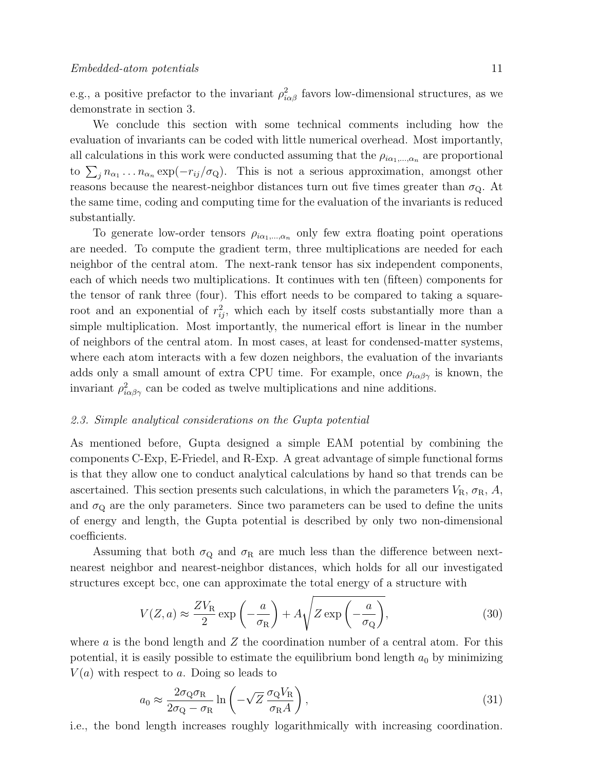e.g., a positive prefactor to the invariant $\rho_{i\alpha\beta}^2$ favors low-dimensional structures, as we demonstrate in section 3.

We conclude this section with some technical comments including how the evaluation of invariants can be coded with little numerical overhead. Most importantly, all calculations in this work were conducted assuming that the $\rho_{i\alpha_1,\ldots,\alpha_n}$ are proportional to $\sum_j n_{\alpha_1}\ldots n_{\alpha_n}\exp(-r_{ij}/\sigma_{\rm Q})$. This is not a serious approximation, amongst other reasons because the nearest-neighbor distances turn out five times greater than $\sigma_{\rm Q}$. At the same time, coding and computing time for the evaluation of the invariants is reduced substantially.

To generate low-order tensors $\rho_{i\alpha_1,\ldots,\alpha_n}$ only few extra floating point operations are needed. To compute the gradient term, three multiplications are needed for each neighbor of the central atom. The next-rank tensor has six independent components, each of which needs two multiplications. It continues with ten (fifteen) components for the tensor of rank three (four). This effort needs to be compared to taking a square-root and an exponential of $r_{ij}^2$, which each by itself costs substantially more than a simple multiplication. Most importantly, the numerical effort is linear in the number of neighbors of the central atom. In most cases, at least for condensed-matter systems, where each atom interacts with a few dozen neighbors, the evaluation of the invariants adds only a small amount of extra CPU time. For example, once $\rho_{i\alpha\beta\gamma}$ is known, the invariant $\rho_{i\alpha\beta\gamma}^2$ can be coded as twelve multiplications and nine additions.

### 2.3. Simple analytical considerations on the Gupta potential

As mentioned before, Gupta designed a simple EAM potential by combining the components C-Exp, E-Friedel, and R-Exp. A great advantage of simple functional forms is that they allow one to conduct analytical calculations by hand so that trends can be ascertained. This section presents such calculations, in which the parameters $V_{\rm R}$, $\sigma_{\rm R}$, $A$, and $\sigma_{\rm Q}$ are the only parameters. Since two parameters can be used to define the units of energy and length, the Gupta potential is described by only two non-dimensional coefficients.

Assuming that both $\sigma_{\rm Q}$ and $\sigma_{\rm R}$ are much less than the difference between next-nearest neighbor and nearest-neighbor distances, which holds for all our investigated structures except bcc, one can approximate the total energy of a structure with

$$V(Z,a) \approx \frac{ZV_{\rm R}}{2}\exp\left(-\frac{a}{\sigma_{\rm R}}\right) + A\sqrt{Z\exp\left(-\frac{a}{\sigma_{\rm Q}}\right)}, \tag{30}$$

where $a$ is the bond length and $Z$ the coordination number of a central atom. For this potential, it is easily possible to estimate the equilibrium bond length $a_0$ by minimizing $V(a)$ with respect to $a$. Doing so leads to

$$a_0 \approx \frac{2\sigma_{\rm Q}\sigma_{\rm R}}{2\sigma_{\rm Q}-\sigma_{\rm R}}\ln\left(-\sqrt{Z}\,\frac{\sigma_{\rm Q}V_{\rm R}}{\sigma_{\rm R}A}\right), \tag{31}$$

i.e., the bond length increases roughly logarithmically with increasing coordination.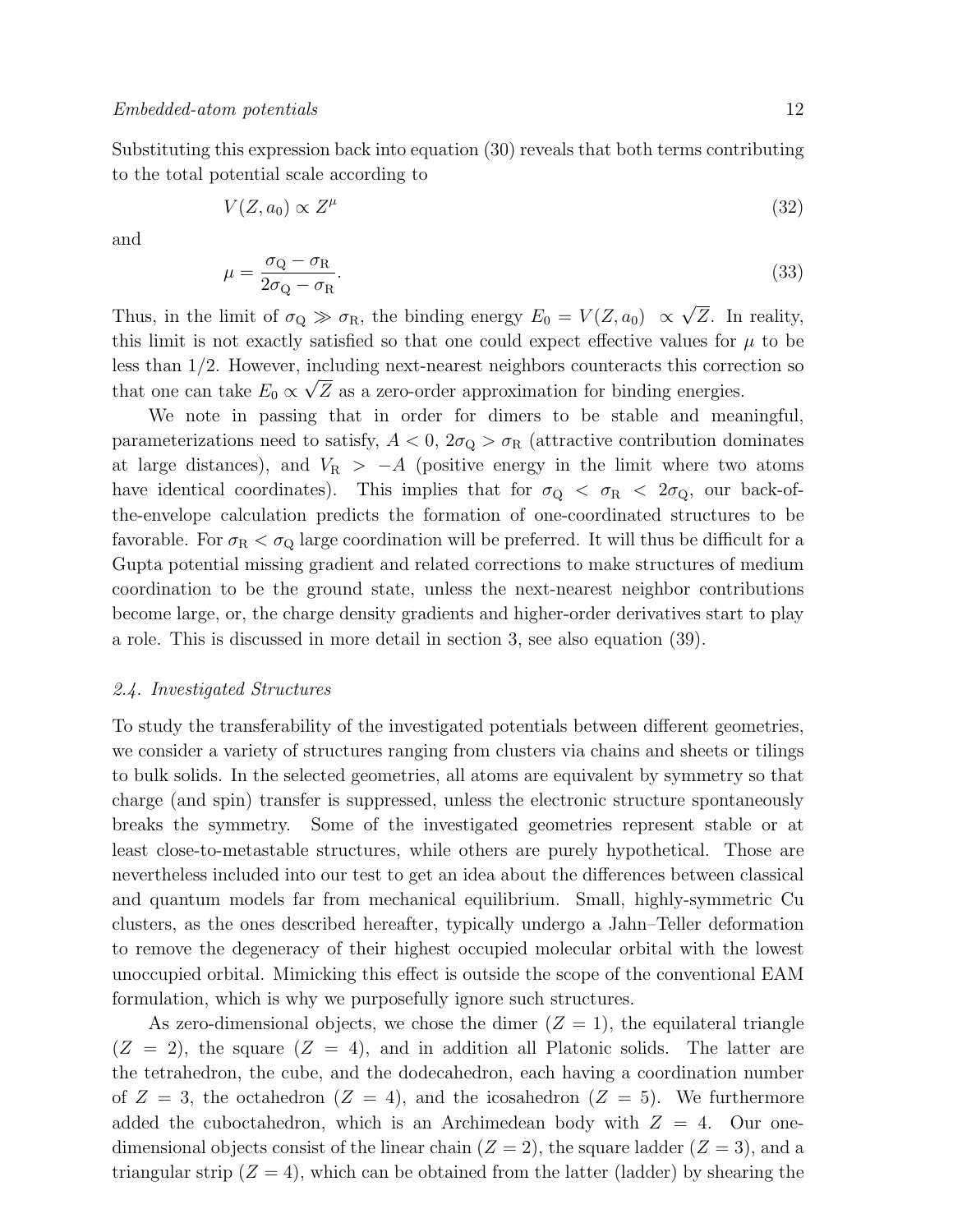Substituting this expression back into equation (30) reveals that both terms contributing to the total potential scale according to

$$V(Z, a_0) \propto Z^{\mu} \tag{32}$$

and

$$\mu = \frac{\sigma_{\mathrm{Q}} - \sigma_{\mathrm{R}}}{2\sigma_{\mathrm{Q}} - \sigma_{\mathrm{R}}}. \tag{33}$$

Thus, in the limit of $\sigma_{\mathrm{Q}} \gg \sigma_{\mathrm{R}}$, the binding energy $E_0 = V(Z, a_0) \propto \sqrt{Z}$. In reality, this limit is not exactly satisfied so that one could expect effective values for $\mu$ to be less than 1/2. However, including next-nearest neighbors counteracts this correction so that one can take $E_0 \propto \sqrt{Z}$ as a zero-order approximation for binding energies.

We note in passing that in order for dimers to be stable and meaningful, parameterizations need to satisfy, $A < 0$, $2\sigma_{\mathrm{Q}} > \sigma_{\mathrm{R}}$ (attractive contribution dominates at large distances), and $V_{\mathrm{R}} > -A$ (positive energy in the limit where two atoms have identical coordinates). This implies that for $\sigma_{\mathrm{Q}} < \sigma_{\mathrm{R}} < 2\sigma_{\mathrm{Q}}$, our back-of-the-envelope calculation predicts the formation of one-coordinated structures to be favorable. For $\sigma_{\mathrm{R}} < \sigma_{\mathrm{Q}}$ large coordination will be preferred. It will thus be difficult for a Gupta potential missing gradient and related corrections to make structures of medium coordination to be the ground state, unless the next-nearest neighbor contributions become large, or, the charge density gradients and higher-order derivatives start to play a role. This is discussed in more detail in section 3, see also equation (39).

### *2.4. Investigated Structures*

To study the transferability of the investigated potentials between different geometries, we consider a variety of structures ranging from clusters via chains and sheets or tilings to bulk solids. In the selected geometries, all atoms are equivalent by symmetry so that charge (and spin) transfer is suppressed, unless the electronic structure spontaneously breaks the symmetry. Some of the investigated geometries represent stable or at least close-to-metastable structures, while others are purely hypothetical. Those are nevertheless included into our test to get an idea about the differences between classical and quantum models far from mechanical equilibrium. Small, highly-symmetric Cu clusters, as the ones described hereafter, typically undergo a Jahn–Teller deformation to remove the degeneracy of their highest occupied molecular orbital with the lowest unoccupied orbital. Mimicking this effect is outside the scope of the conventional EAM formulation, which is why we purposefully ignore such structures.

As zero-dimensional objects, we chose the dimer ($Z = 1$), the equilateral triangle ($Z = 2$), the square ($Z = 4$), and in addition all Platonic solids. The latter are the tetrahedron, the cube, and the dodecahedron, each having a coordination number of $Z = 3$, the octahedron ($Z = 4$), and the icosahedron ($Z = 5$). We furthermore added the cuboctahedron, which is an Archimedean body with $Z = 4$. Our one-dimensional objects consist of the linear chain ($Z = 2$), the square ladder ($Z = 3$), and a triangular strip ($Z = 4$), which can be obtained from the latter (ladder) by shearing the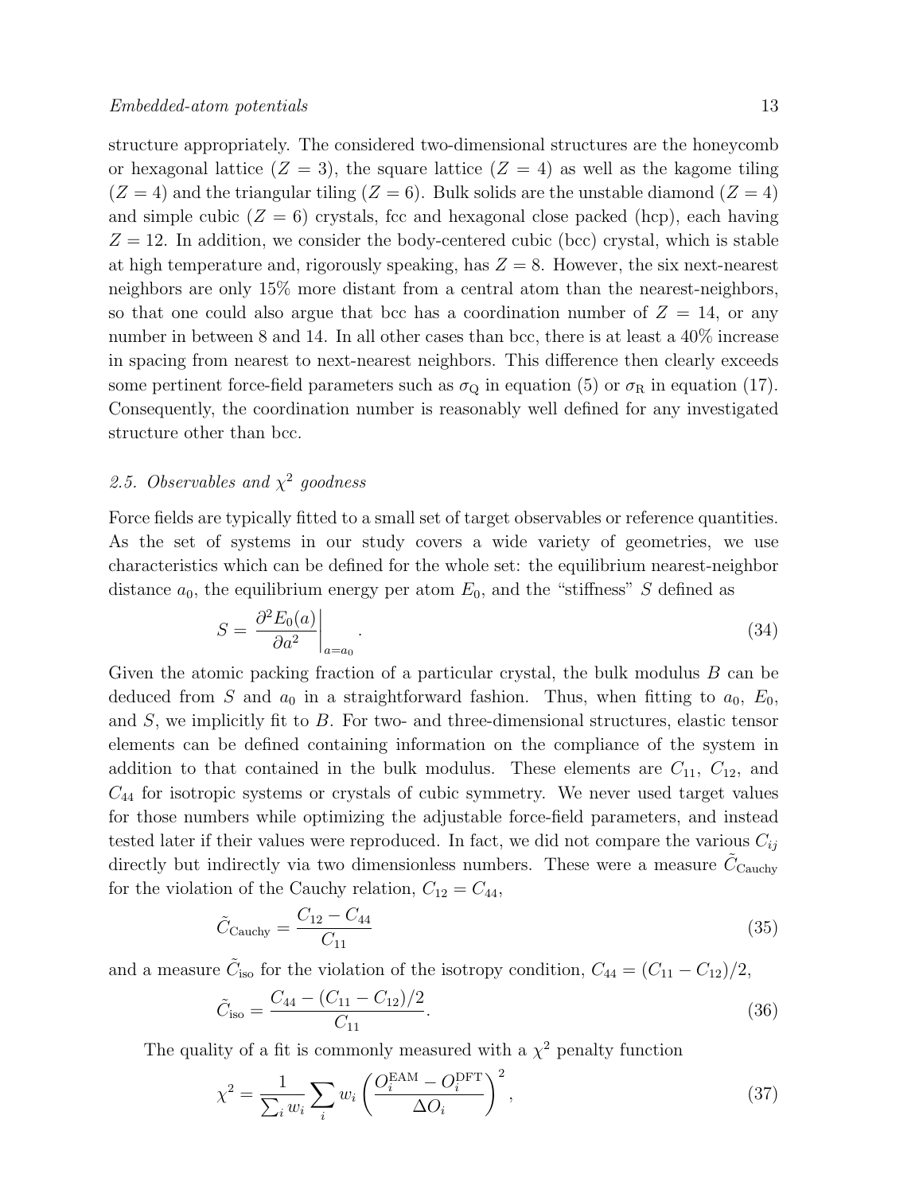structure appropriately. The considered two-dimensional structures are the honeycomb or hexagonal lattice ($Z = 3$), the square lattice ($Z = 4$) as well as the kagome tiling ($Z = 4$) and the triangular tiling ($Z = 6$). Bulk solids are the unstable diamond ($Z = 4$) and simple cubic ($Z = 6$) crystals, fcc and hexagonal close packed (hcp), each having $Z = 12$. In addition, we consider the body-centered cubic (bcc) crystal, which is stable at high temperature and, rigorously speaking, has $Z = 8$. However, the six next-nearest neighbors are only 15% more distant from a central atom than the nearest-neighbors, so that one could also argue that bcc has a coordination number of $Z = 14$, or any number in between 8 and 14. In all other cases than bcc, there is at least a 40% increase in spacing from nearest to next-nearest neighbors. This difference then clearly exceeds some pertinent force-field parameters such as $\sigma_{\mathrm{Q}}$ in equation (5) or $\sigma_{\mathrm{R}}$ in equation (17). Consequently, the coordination number is reasonably well defined for any investigated structure other than bcc.

### 2.5. Observables and $\chi^2$ goodness

Force fields are typically fitted to a small set of target observables or reference quantities. As the set of systems in our study covers a wide variety of geometries, we use characteristics which can be defined for the whole set: the equilibrium nearest-neighbor distance $a_0$, the equilibrium energy per atom $E_0$, and the "stiffness" $S$ defined as

$$S = \left.\frac{\partial^2 E_0(a)}{\partial a^2}\right|_{a=a_0}. \tag{34}$$

Given the atomic packing fraction of a particular crystal, the bulk modulus $B$ can be deduced from $S$ and $a_0$ in a straightforward fashion. Thus, when fitting to $a_0$, $E_0$, and $S$, we implicitly fit to $B$. For two- and three-dimensional structures, elastic tensor elements can be defined containing information on the compliance of the system in addition to that contained in the bulk modulus. These elements are $C_{11}$, $C_{12}$, and $C_{44}$ for isotropic systems or crystals of cubic symmetry. We never used target values for those numbers while optimizing the adjustable force-field parameters, and instead tested later if their values were reproduced. In fact, we did not compare the various $C_{ij}$ directly but indirectly via two dimensionless numbers. These were a measure $\tilde{C}_{\mathrm{Cauchy}}$ for the violation of the Cauchy relation, $C_{12} = C_{44}$,

$$\tilde{C}_{\mathrm{Cauchy}} = \frac{C_{12} - C_{44}}{C_{11}} \tag{35}$$

and a measure $\tilde{C}_{\mathrm{iso}}$ for the violation of the isotropy condition, $C_{44} = (C_{11} - C_{12})/2$,

$$\tilde{C}_{\mathrm{iso}} = \frac{C_{44} - (C_{11} - C_{12})/2}{C_{11}}. \tag{36}$$

The quality of a fit is commonly measured with a $\chi^2$ penalty function

$$\chi^2 = \frac{1}{\sum_i w_i} \sum_i w_i \left( \frac{O_i^{\mathrm{EAM}} - O_i^{\mathrm{DFT}}}{\Delta O_i} \right)^2, \tag{37}$$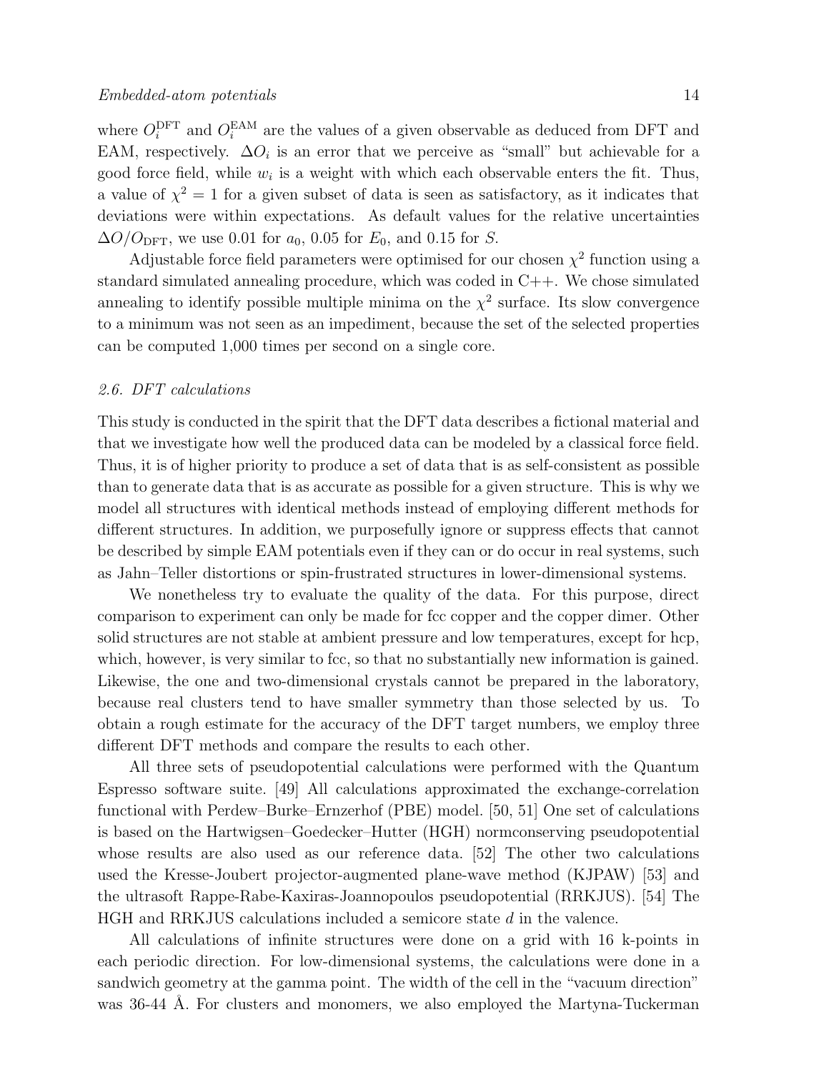where $O_i^{\mathrm{DFT}}$ and $O_i^{\mathrm{EAM}}$ are the values of a given observable as deduced from DFT and EAM, respectively. $\Delta O_i$ is an error that we perceive as "small" but achievable for a good force field, while $w_i$ is a weight with which each observable enters the fit. Thus, a value of $\chi^2 = 1$ for a given subset of data is seen as satisfactory, as it indicates that deviations were within expectations. As default values for the relative uncertainties $\Delta O / O_{\mathrm{DFT}}$, we use 0.01 for $a_0$, 0.05 for $E_0$, and 0.15 for $S$.

Adjustable force field parameters were optimised for our chosen $\chi^2$ function using a standard simulated annealing procedure, which was coded in C++. We chose simulated annealing to identify possible multiple minima on the $\chi^2$ surface. Its slow convergence to a minimum was not seen as an impediment, because the set of the selected properties can be computed 1,000 times per second on a single core.

### *2.6. DFT calculations*

This study is conducted in the spirit that the DFT data describes a fictional material and that we investigate how well the produced data can be modeled by a classical force field. Thus, it is of higher priority to produce a set of data that is as self-consistent as possible than to generate data that is as accurate as possible for a given structure. This is why we model all structures with identical methods instead of employing different methods for different structures. In addition, we purposefully ignore or suppress effects that cannot be described by simple EAM potentials even if they can or do occur in real systems, such as Jahn–Teller distortions or spin-frustrated structures in lower-dimensional systems.

We nonetheless try to evaluate the quality of the data. For this purpose, direct comparison to experiment can only be made for fcc copper and the copper dimer. Other solid structures are not stable at ambient pressure and low temperatures, except for hcp, which, however, is very similar to fcc, so that no substantially new information is gained. Likewise, the one and two-dimensional crystals cannot be prepared in the laboratory, because real clusters tend to have smaller symmetry than those selected by us. To obtain a rough estimate for the accuracy of the DFT target numbers, we employ three different DFT methods and compare the results to each other.

All three sets of pseudopotential calculations were performed with the Quantum Espresso software suite. [49] All calculations approximated the exchange-correlation functional with Perdew–Burke–Ernzerhof (PBE) model. [50, 51] One set of calculations is based on the Hartwigsen–Goedecker–Hutter (HGH) normconserving pseudopotential whose results are also used as our reference data. [52] The other two calculations used the Kresse-Joubert projector-augmented plane-wave method (KJPAW) [53] and the ultrasoft Rappe-Rabe-Kaxiras-Joannopoulos pseudopotential (RRKJUS). [54] The HGH and RRKJUS calculations included a semicore state $d$ in the valence.

All calculations of infinite structures were done on a grid with 16 k-points in each periodic direction. For low-dimensional systems, the calculations were done in a sandwich geometry at the gamma point. The width of the cell in the "vacuum direction" was 36-44 Å. For clusters and monomers, we also employed the Martyna-Tuckerman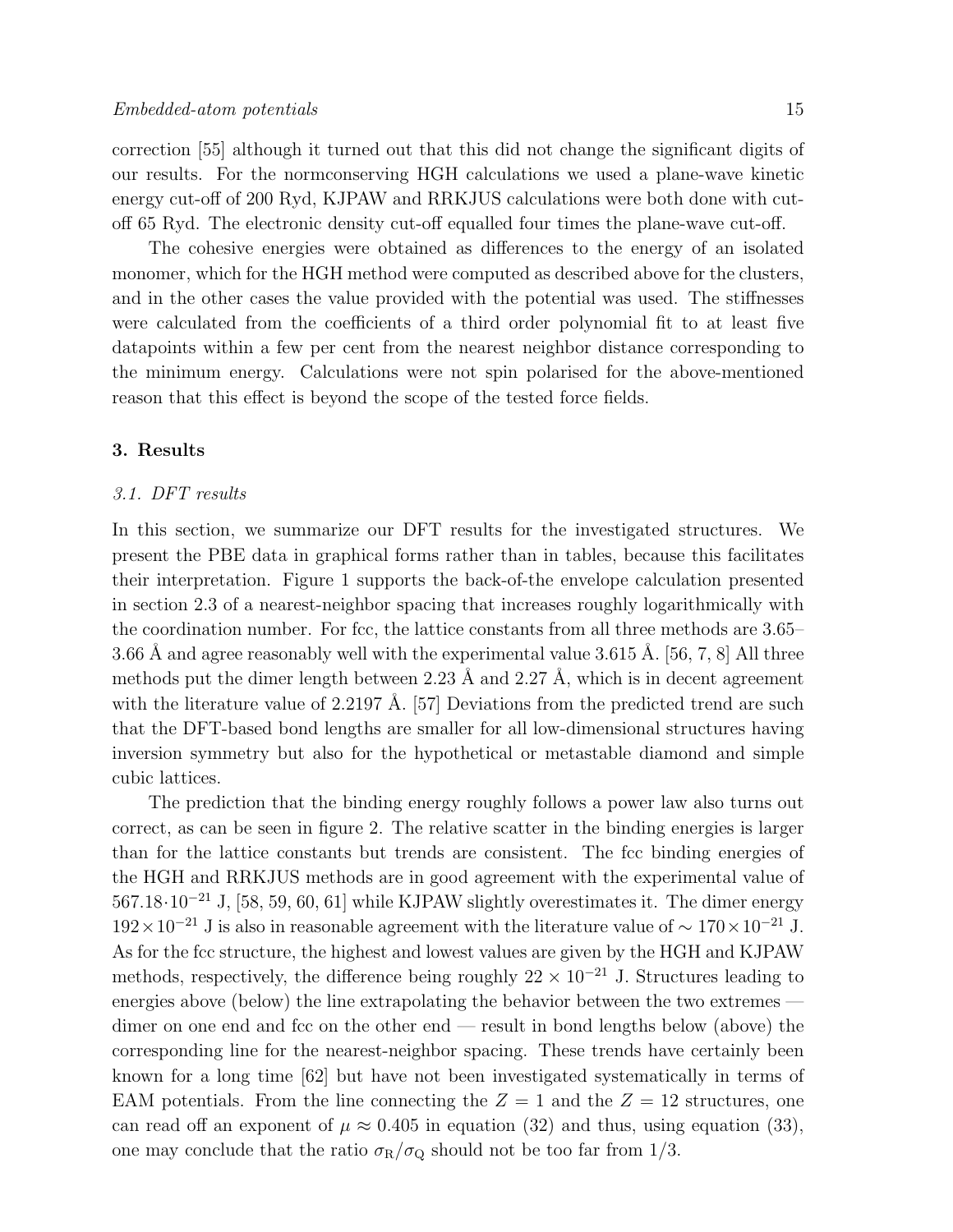correction [55] although it turned out that this did not change the significant digits of our results. For the normconserving HGH calculations we used a plane-wave kinetic energy cut-off of 200 Ryd, KJPAW and RRKJUS calculations were both done with cut-off 65 Ryd. The electronic density cut-off equalled four times the plane-wave cut-off.

The cohesive energies were obtained as differences to the energy of an isolated monomer, which for the HGH method were computed as described above for the clusters, and in the other cases the value provided with the potential was used. The stiffnesses were calculated from the coefficients of a third order polynomial fit to at least five datapoints within a few per cent from the nearest neighbor distance corresponding to the minimum energy. Calculations were not spin polarised for the above-mentioned reason that this effect is beyond the scope of the tested force fields.

## 3. Results

### 3.1. DFT results

In this section, we summarize our DFT results for the investigated structures. We present the PBE data in graphical forms rather than in tables, because this facilitates their interpretation. Figure 1 supports the back-of-the envelope calculation presented in section 2.3 of a nearest-neighbor spacing that increases roughly logarithmically with the coordination number. For fcc, the lattice constants from all three methods are 3.65–3.66 Å and agree reasonably well with the experimental value 3.615 Å. [56, 7, 8] All three methods put the dimer length between 2.23 Å and 2.27 Å, which is in decent agreement with the literature value of 2.2197 Å. [57] Deviations from the predicted trend are such that the DFT-based bond lengths are smaller for all low-dimensional structures having inversion symmetry but also for the hypothetical or metastable diamond and simple cubic lattices.

The prediction that the binding energy roughly follows a power law also turns out correct, as can be seen in figure 2. The relative scatter in the binding energies is larger than for the lattice constants but trends are consistent. The fcc binding energies of the HGH and RRKJUS methods are in good agreement with the experimental value of $567.18 \cdot 10^{-21}$ J, [58, 59, 60, 61] while KJPAW slightly overestimates it. The dimer energy $192 \times 10^{-21}$ J is also in reasonable agreement with the literature value of $\sim 170 \times 10^{-21}$ J. As for the fcc structure, the highest and lowest values are given by the HGH and KJPAW methods, respectively, the difference being roughly $22 \times 10^{-21}$ J. Structures leading to energies above (below) the line extrapolating the behavior between the two extremes — dimer on one end and fcc on the other end — result in bond lengths below (above) the corresponding line for the nearest-neighbor spacing. These trends have certainly been known for a long time [62] but have not been investigated systematically in terms of EAM potentials. From the line connecting the $Z = 1$ and the $Z = 12$ structures, one can read off an exponent of $\mu \approx 0.405$ in equation (32) and thus, using equation (33), one may conclude that the ratio $\sigma_{\mathrm{R}}/\sigma_{\mathrm{Q}}$ should not be too far from 1/3.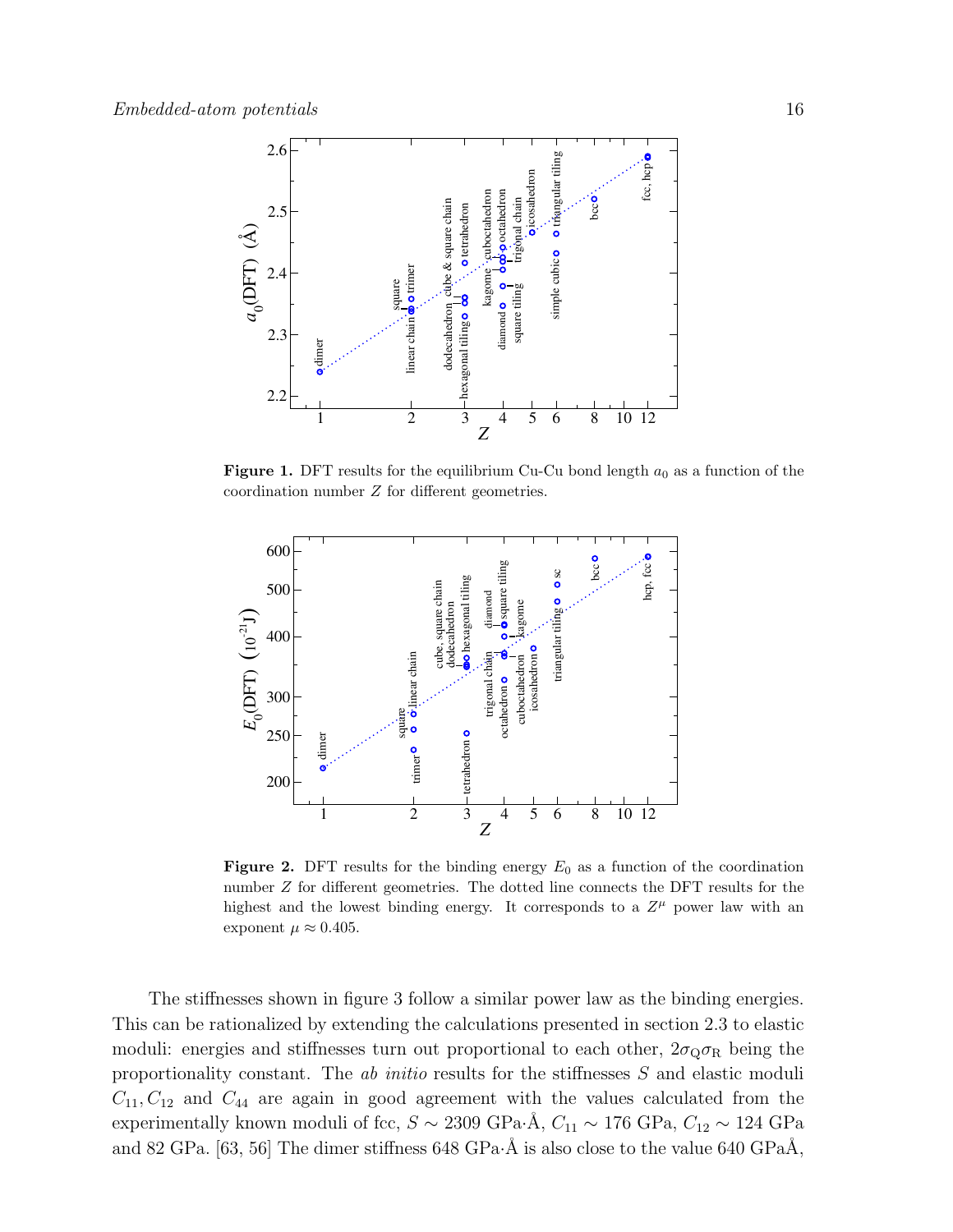**Figure 1.** DFT results for the equilibrium Cu-Cu bond length $a_0$ as a function of the coordination number $Z$ for different geometries.

**Figure 2.** DFT results for the binding energy $E_0$ as a function of the coordination number $Z$ for different geometries. The dotted line connects the DFT results for the highest and the lowest binding energy. It corresponds to a $Z^\mu$ power law with an exponent $\mu \approx 0.405$.

The stiffnesses shown in figure 3 follow a similar power law as the binding energies. This can be rationalized by extending the calculations presented in section 2.3 to elastic moduli: energies and stiffnesses turn out proportional to each other, $2\sigma_{\mathrm{Q}}\sigma_{\mathrm{R}}$ being the proportionality constant. The *ab initio* results for the stiffnesses $S$ and elastic moduli $C_{11}, C_{12}$ and $C_{44}$ are again in good agreement with the values calculated from the experimentally known moduli of fcc, $S \sim 2309$ GPa·Å, $C_{11} \sim 176$ GPa, $C_{12} \sim 124$ GPa and 82 GPa. [63, 56] The dimer stiffness 648 GPa·Å is also close to the value 640 GPaÅ,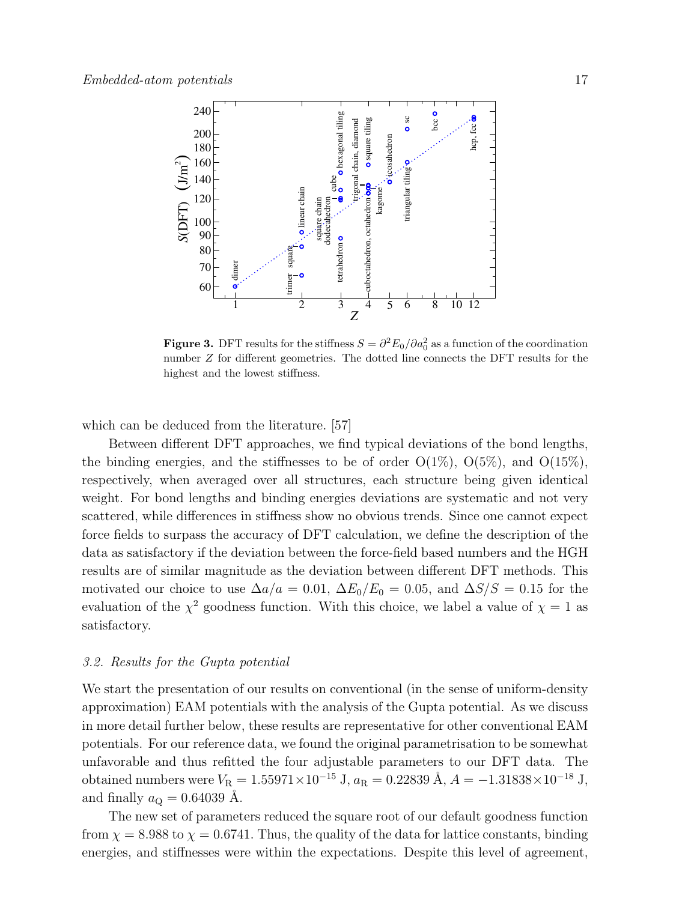**Figure 3.** DFT results for the stiffness $S = \partial^2 E_0/\partial a_0^2$ as a function of the coordination number $Z$ for different geometries. The dotted line connects the DFT results for the highest and the lowest stiffness.

which can be deduced from the literature. [57]

Between different DFT approaches, we find typical deviations of the bond lengths, the binding energies, and the stiffnesses to be of order O(1%), O(5%), and O(15%), respectively, when averaged over all structures, each structure being given identical weight. For bond lengths and binding energies deviations are systematic and not very scattered, while differences in stiffness show no obvious trends. Since one cannot expect force fields to surpass the accuracy of DFT calculation, we define the description of the data as satisfactory if the deviation between the force-field based numbers and the HGH results are of similar magnitude as the deviation between different DFT methods. This motivated our choice to use $\Delta a/a = 0.01$, $\Delta E_0/E_0 = 0.05$, and $\Delta S/S = 0.15$ for the evaluation of the $\chi^2$ goodness function. With this choice, we label a value of $\chi = 1$ as satisfactory.

### *3.2. Results for the Gupta potential*

We start the presentation of our results on conventional (in the sense of uniform-density approximation) EAM potentials with the analysis of the Gupta potential. As we discuss in more detail further below, these results are representative for other conventional EAM potentials. For our reference data, we found the original parametrisation to be somewhat unfavorable and thus refitted the four adjustable parameters to our DFT data. The obtained numbers were $V_\mathrm{R} = 1.55971 \times 10^{-15}$ J, $a_\mathrm{R} = 0.22839$ Å, $A = -1.31838 \times 10^{-18}$ J, and finally $a_\mathrm{Q} = 0.64039$ Å.

The new set of parameters reduced the square root of our default goodness function from $\chi = 8.988$ to $\chi = 0.6741$. Thus, the quality of the data for lattice constants, binding energies, and stiffnesses were within the expectations. Despite this level of agreement,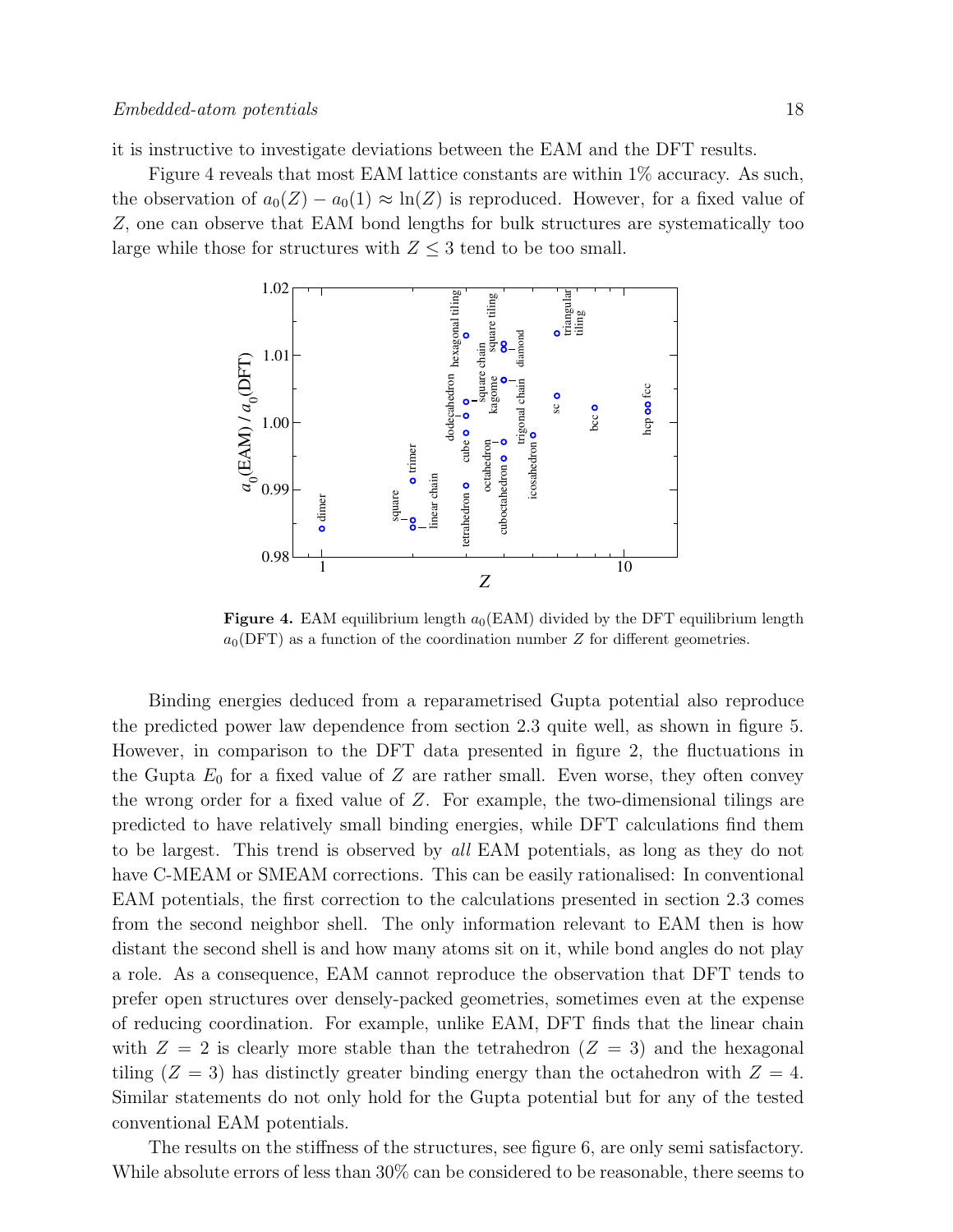it is instructive to investigate deviations between the EAM and the DFT results.

Figure 4 reveals that most EAM lattice constants are within 1% accuracy. As such, the observation of $a_0(Z) - a_0(1) \approx \ln(Z)$ is reproduced. However, for a fixed value of $Z$, one can observe that EAM bond lengths for bulk structures are systematically too large while those for structures with $Z \leq 3$ tend to be too small.

**Figure 4.** EAM equilibrium length $a_0$(EAM) divided by the DFT equilibrium length $a_0$(DFT) as a function of the coordination number $Z$ for different geometries.

Binding energies deduced from a reparametrised Gupta potential also reproduce the predicted power law dependence from section 2.3 quite well, as shown in figure 5. However, in comparison to the DFT data presented in figure 2, the fluctuations in the Gupta $E_0$ for a fixed value of $Z$ are rather small. Even worse, they often convey the wrong order for a fixed value of $Z$. For example, the two-dimensional tilings are predicted to have relatively small binding energies, while DFT calculations find them to be largest. This trend is observed by *all* EAM potentials, as long as they do not have C-MEAM or SMEAM corrections. This can be easily rationalised: In conventional EAM potentials, the first correction to the calculations presented in section 2.3 comes from the second neighbor shell. The only information relevant to EAM then is how distant the second shell is and how many atoms sit on it, while bond angles do not play a role. As a consequence, EAM cannot reproduce the observation that DFT tends to prefer open structures over densely-packed geometries, sometimes even at the expense of reducing coordination. For example, unlike EAM, DFT finds that the linear chain with $Z = 2$ is clearly more stable than the tetrahedron ($Z = 3$) and the hexagonal tiling ($Z = 3$) has distinctly greater binding energy than the octahedron with $Z = 4$. Similar statements do not only hold for the Gupta potential but for any of the tested conventional EAM potentials.

The results on the stiffness of the structures, see figure 6, are only semi satisfactory. While absolute errors of less than 30% can be considered to be reasonable, there seems to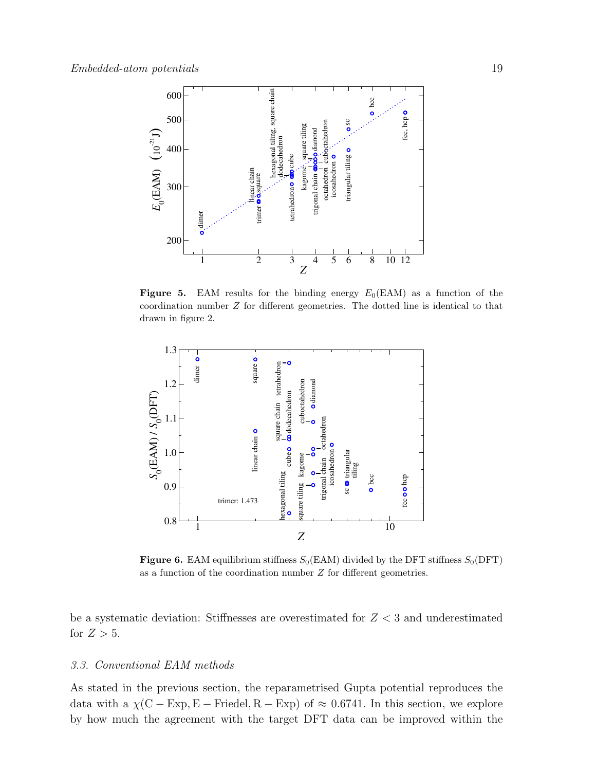**Figure 5.** EAM results for the binding energy $E_0(\mathrm{EAM})$ as a function of the coordination number $Z$ for different geometries. The dotted line is identical to that drawn in figure 2.

**Figure 6.** EAM equilibrium stiffness $S_0(\mathrm{EAM})$ divided by the DFT stiffness $S_0(\mathrm{DFT})$ as a function of the coordination number $Z$ for different geometries.

be a systematic deviation: Stiffnesses are overestimated for $Z < 3$ and underestimated for $Z > 5$.

### *3.3. Conventional EAM methods*

As stated in the previous section, the reparametrised Gupta potential reproduces the data with a $\chi(\mathrm{C-Exp}, \mathrm{E-Friedel}, \mathrm{R-Exp})$ of $\approx 0.6741$. In this section, we explore by how much the agreement with the target DFT data can be improved within the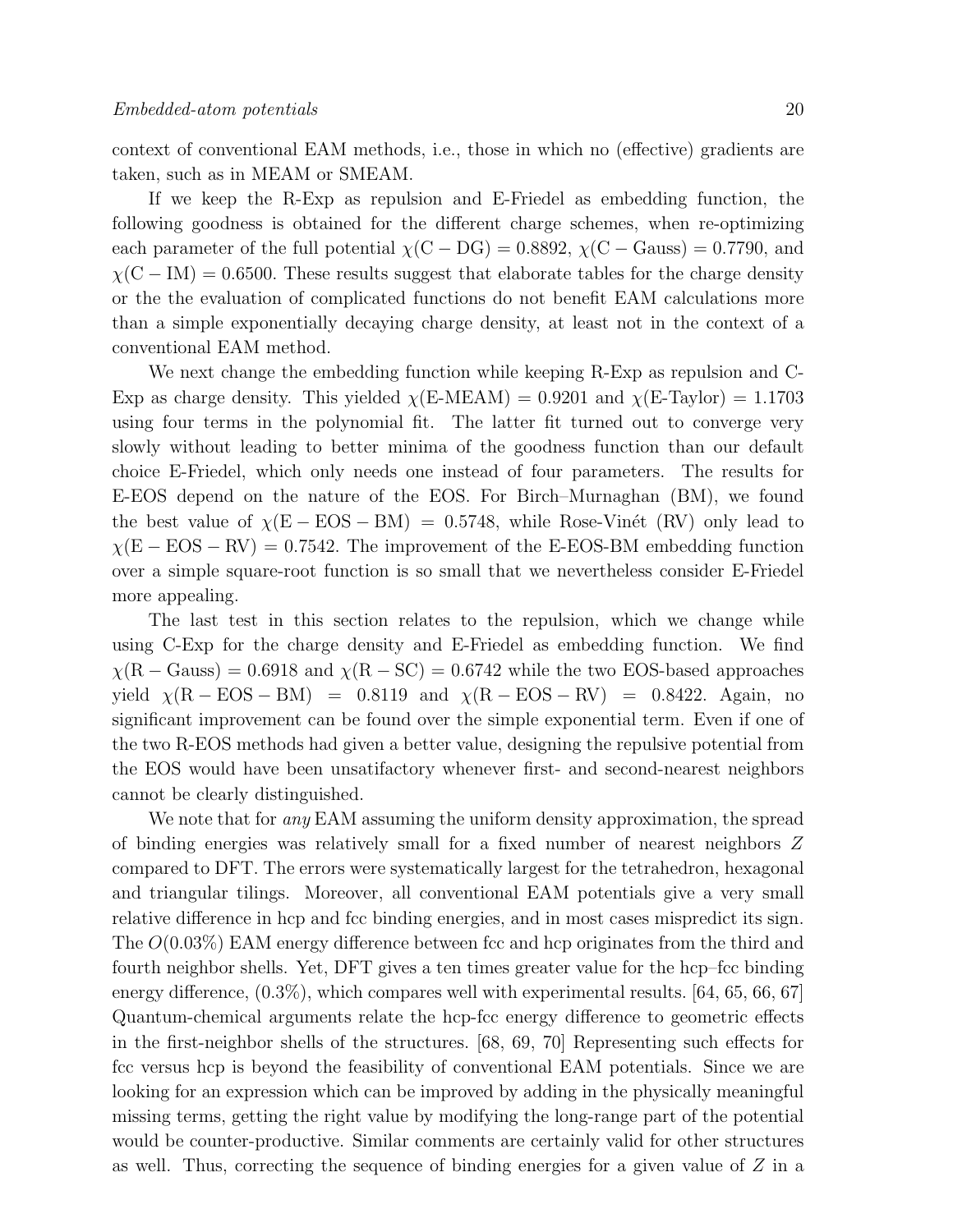context of conventional EAM methods, i.e., those in which no (effective) gradients are taken, such as in MEAM or SMEAM.

If we keep the R-Exp as repulsion and E-Friedel as embedding function, the following goodness is obtained for the different charge schemes, when re-optimizing each parameter of the full potential $\chi(\mathrm{C-DG}) = 0.8892$, $\chi(\mathrm{C-Gauss}) = 0.7790$, and $\chi(\mathrm{C-IM}) = 0.6500$. These results suggest that elaborate tables for the charge density or the the evaluation of complicated functions do not benefit EAM calculations more than a simple exponentially decaying charge density, at least not in the context of a conventional EAM method.

We next change the embedding function while keeping R-Exp as repulsion and C-Exp as charge density. This yielded $\chi$(E-MEAM) = 0.9201 and $\chi$(E-Taylor) = 1.1703 using four terms in the polynomial fit. The latter fit turned out to converge very slowly without leading to better minima of the goodness function than our default choice E-Friedel, which only needs one instead of four parameters. The results for E-EOS depend on the nature of the EOS. For Birch–Murnaghan (BM), we found the best value of $\chi(\mathrm{E-EOS-BM}) = 0.5748$, while Rose-Vinét (RV) only lead to $\chi(\mathrm{E-EOS-RV}) = 0.7542$. The improvement of the E-EOS-BM embedding function over a simple square-root function is so small that we nevertheless consider E-Friedel more appealing.

The last test in this section relates to the repulsion, which we change while using C-Exp for the charge density and E-Friedel as embedding function. We find $\chi(\mathrm{R-Gauss}) = 0.6918$ and $\chi(\mathrm{R-SC}) = 0.6742$ while the two EOS-based approaches yield $\chi(\mathrm{R-EOS-BM}) = 0.8119$ and $\chi(\mathrm{R-EOS-RV}) = 0.8422$. Again, no significant improvement can be found over the simple exponential term. Even if one of the two R-EOS methods had given a better value, designing the repulsive potential from the EOS would have been unsatifactory whenever first- and second-nearest neighbors cannot be clearly distinguished.

We note that for *any* EAM assuming the uniform density approximation, the spread of binding energies was relatively small for a fixed number of nearest neighbors $Z$ compared to DFT. The errors were systematically largest for the tetrahedron, hexagonal and triangular tilings. Moreover, all conventional EAM potentials give a very small relative difference in hcp and fcc binding energies, and in most cases mispredict its sign. The $O(0.03\%)$ EAM energy difference between fcc and hcp originates from the third and fourth neighbor shells. Yet, DFT gives a ten times greater value for the hcp–fcc binding energy difference, (0.3%), which compares well with experimental results. [64, 65, 66, 67] Quantum-chemical arguments relate the hcp-fcc energy difference to geometric effects in the first-neighbor shells of the structures. [68, 69, 70] Representing such effects for fcc versus hcp is beyond the feasibility of conventional EAM potentials. Since we are looking for an expression which can be improved by adding in the physically meaningful missing terms, getting the right value by modifying the long-range part of the potential would be counter-productive. Similar comments are certainly valid for other structures as well. Thus, correcting the sequence of binding energies for a given value of $Z$ in a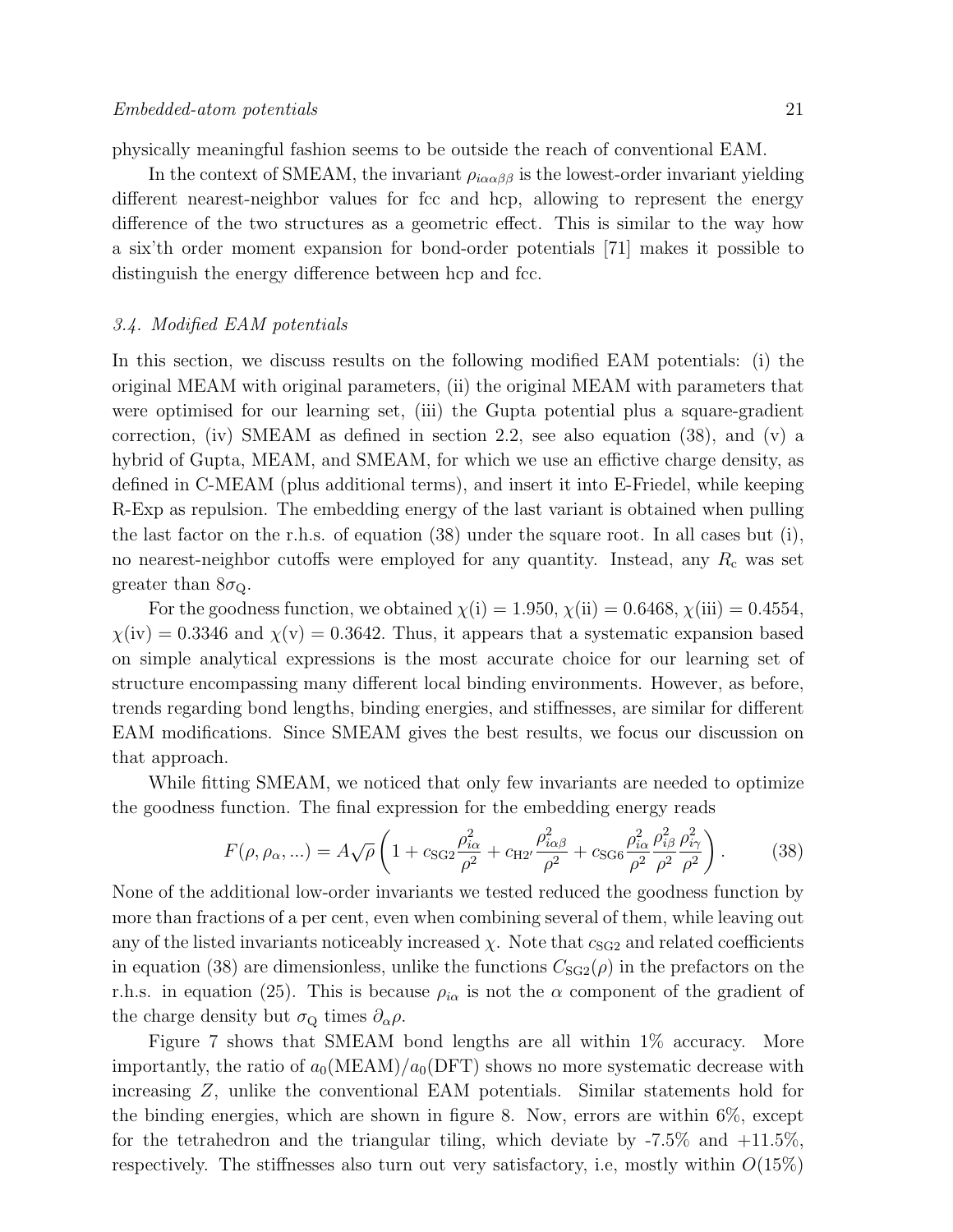physically meaningful fashion seems to be outside the reach of conventional EAM.

In the context of SMEAM, the invariant $\rho_{i\alpha\alpha\beta\beta}$ is the lowest-order invariant yielding different nearest-neighbor values for fcc and hcp, allowing to represent the energy difference of the two structures as a geometric effect. This is similar to the way how a six'th order moment expansion for bond-order potentials [71] makes it possible to distinguish the energy difference between hcp and fcc.

### *3.4. Modified EAM potentials*

In this section, we discuss results on the following modified EAM potentials: (i) the original MEAM with original parameters, (ii) the original MEAM with parameters that were optimised for our learning set, (iii) the Gupta potential plus a square-gradient correction, (iv) SMEAM as defined in section 2.2, see also equation (38), and (v) a hybrid of Gupta, MEAM, and SMEAM, for which we use an effective charge density, as defined in C-MEAM (plus additional terms), and insert it into E-Friedel, while keeping R-Exp as repulsion. The embedding energy of the last variant is obtained when pulling the last factor on the r.h.s. of equation (38) under the square root. In all cases but (i), no nearest-neighbor cutoffs were employed for any quantity. Instead, any $R_c$ was set greater than $8\sigma_Q$.

For the goodness function, we obtained $\chi(\text{i}) = 1.950$, $\chi(\text{ii}) = 0.6468$, $\chi(\text{iii}) = 0.4554$, $\chi(\text{iv}) = 0.3346$ and $\chi(\text{v}) = 0.3642$. Thus, it appears that a systematic expansion based on simple analytical expressions is the most accurate choice for our learning set of structure encompassing many different local binding environments. However, as before, trends regarding bond lengths, binding energies, and stiffnesses, are similar for different EAM modifications. Since SMEAM gives the best results, we focus our discussion on that approach.

While fitting SMEAM, we noticed that only few invariants are needed to optimize the goodness function. The final expression for the embedding energy reads

$$F(\rho, \rho_\alpha, ...) = A\sqrt{\rho}\left(1 + c_{\text{SG2}}\frac{\rho_{i\alpha}^2}{\rho^2} + c_{\text{H2}'}\frac{\rho_{i\alpha\beta}^2}{\rho^2} + c_{\text{SG6}}\frac{\rho_{i\alpha}^2}{\rho^2}\frac{\rho_{i\beta}^2}{\rho^2}\frac{\rho_{i\gamma}^2}{\rho^2}\right). \qquad (38)$$

None of the additional low-order invariants we tested reduced the goodness function by more than fractions of a per cent, even when combining several of them, while leaving out any of the listed invariants noticeably increased $\chi$. Note that $c_{\text{SG2}}$ and related coefficients in equation (38) are dimensionless, unlike the functions $C_{\text{SG2}}(\rho)$ in the prefactors on the r.h.s. in equation (25). This is because $\rho_{i\alpha}$ is not the $\alpha$ component of the gradient of the charge density but $\sigma_Q$ times $\partial_\alpha \rho$.

Figure 7 shows that SMEAM bond lengths are all within 1% accuracy. More importantly, the ratio of $a_0(\text{MEAM})/a_0(\text{DFT})$ shows no more systematic decrease with increasing $Z$, unlike the conventional EAM potentials. Similar statements hold for the binding energies, which are shown in figure 8. Now, errors are within 6%, except for the tetrahedron and the triangular tiling, which deviate by -7.5% and +11.5%, respectively. The stiffnesses also turn out very satisfactory, i.e, mostly within $O(15\%)$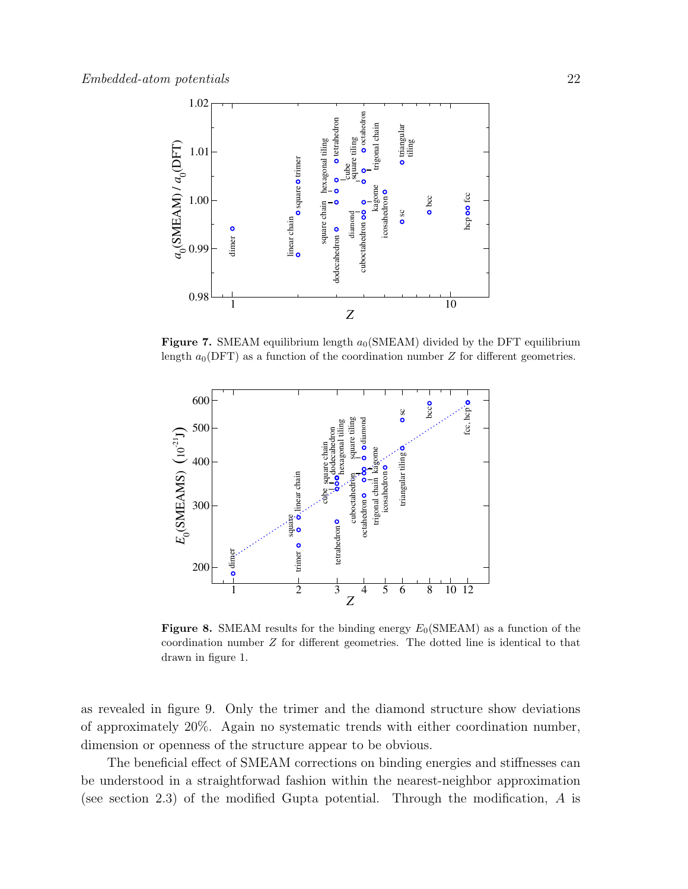**Figure 7.** SMEAM equilibrium length $a_0$(SMEAM) divided by the DFT equilibrium length $a_0$(DFT) as a function of the coordination number $Z$ for different geometries.

**Figure 8.** SMEAM results for the binding energy $E_0$(SMEAM) as a function of the coordination number $Z$ for different geometries. The dotted line is identical to that drawn in figure 1.

as revealed in figure 9. Only the trimer and the diamond structure show deviations of approximately 20%. Again no systematic trends with either coordination number, dimension or openness of the structure appear to be obvious.

The beneficial effect of SMEAM corrections on binding energies and stiffnesses can be understood in a straightforwad fashion within the nearest-neighbor approximation (see section 2.3) of the modified Gupta potential. Through the modification, $A$ is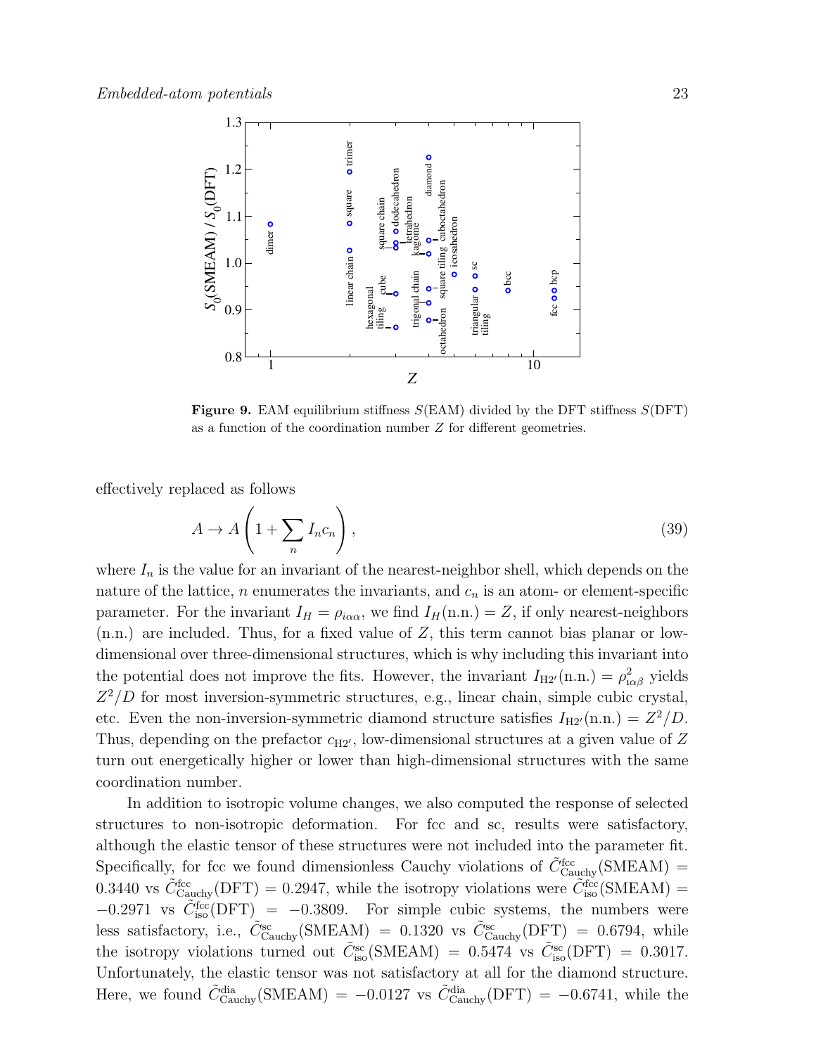**Figure 9.** EAM equilibrium stiffness $S(\text{EAM})$ divided by the DFT stiffness $S(\text{DFT})$ as a function of the coordination number $Z$ for different geometries.

effectively replaced as follows

$$A \to A\left(1 + \sum_n I_n c_n\right), \tag{39}$$

where $I_n$ is the value for an invariant of the nearest-neighbor shell, which depends on the nature of the lattice, $n$ enumerates the invariants, and $c_n$ is an atom- or element-specific parameter. For the invariant $I_H = \rho_{i\alpha\alpha}$, we find $I_H(\text{n.n.}) = Z$, if only nearest-neighbors (n.n.) are included. Thus, for a fixed value of $Z$, this term cannot bias planar or low-dimensional over three-dimensional structures, which is why including this invariant into the potential does not improve the fits. However, the invariant $I_{\text{H2}'}(\text{n.n.}) = \rho^2_{\imath\alpha\beta}$ yields $Z^2/D$ for most inversion-symmetric structures, e.g., linear chain, simple cubic crystal, etc. Even the non-inversion-symmetric diamond structure satisfies $I_{\text{H2}'}(\text{n.n.}) = Z^2/D$. Thus, depending on the prefactor $c_{\text{H2}'}$, low-dimensional structures at a given value of $Z$ turn out energetically higher or lower than high-dimensional structures with the same coordination number.

In addition to isotropic volume changes, we also computed the response of selected structures to non-isotropic deformation. For fcc and sc, results were satisfactory, although the elastic tensor of these structures were not included into the parameter fit. Specifically, for fcc we found dimensionless Cauchy violations of $\tilde{C}^{\text{fcc}}_{\text{Cauchy}}(\text{SMEAM}) = 0.3440$ vs $\tilde{C}^{\text{fcc}}_{\text{Cauchy}}(\text{DFT}) = 0.2947$, while the isotropy violations were $\tilde{C}^{\text{fcc}}_{\text{iso}}(\text{SMEAM}) = -0.2971$ vs $\tilde{C}^{\text{fcc}}_{\text{iso}}(\text{DFT}) = -0.3809$. For simple cubic systems, the numbers were less satisfactory, i.e., $\tilde{C}^{\text{sc}}_{\text{Cauchy}}(\text{SMEAM}) = 0.1320$ vs $\tilde{C}^{\text{sc}}_{\text{Cauchy}}(\text{DFT}) = 0.6794$, while the isotropy violations turned out $\tilde{C}^{\text{sc}}_{\text{iso}}(\text{SMEAM}) = 0.5474$ vs $\tilde{C}^{\text{sc}}_{\text{iso}}(\text{DFT}) = 0.3017$. Unfortunately, the elastic tensor was not satisfactory at all for the diamond structure. Here, we found $\tilde{C}^{\text{dia}}_{\text{Cauchy}}(\text{SMEAM}) = -0.0127$ vs $\tilde{C}^{\text{dia}}_{\text{Cauchy}}(\text{DFT}) = -0.6741$, while the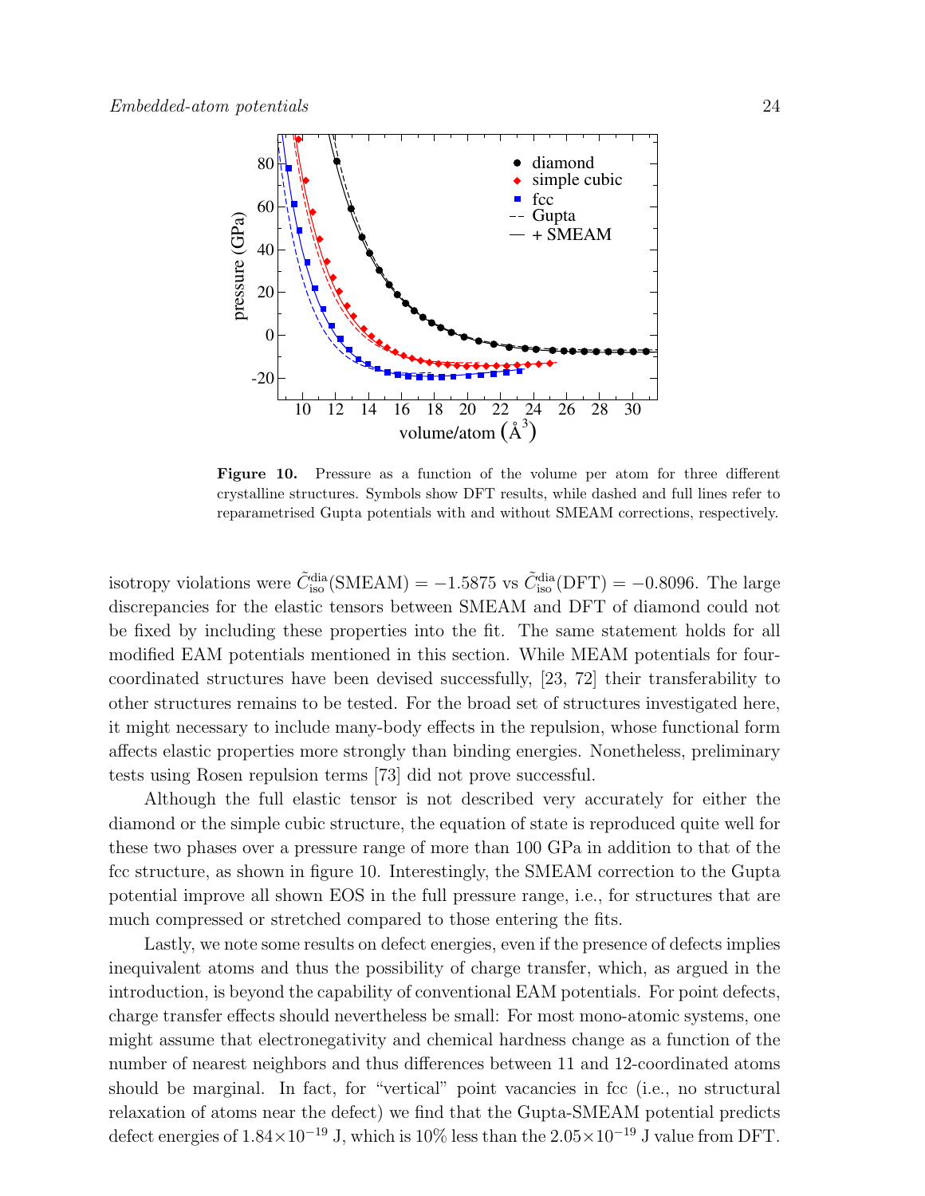**Figure 10.** Pressure as a function of the volume per atom for three different crystalline structures. Symbols show DFT results, while dashed and full lines refer to reparametrised Gupta potentials with and without SMEAM corrections, respectively.

isotropy violations were $\tilde{C}_{\rm iso}^{\rm dia}(\text{SMEAM}) = -1.5875$ vs $\tilde{C}_{\rm iso}^{\rm dia}(\text{DFT}) = -0.8096$. The large discrepancies for the elastic tensors between SMEAM and DFT of diamond could not be fixed by including these properties into the fit. The same statement holds for all modified EAM potentials mentioned in this section. While MEAM potentials for four-coordinated structures have been devised successfully, [23, 72] their transferability to other structures remains to be tested. For the broad set of structures investigated here, it might necessary to include many-body effects in the repulsion, whose functional form affects elastic properties more strongly than binding energies. Nonetheless, preliminary tests using Rosen repulsion terms [73] did not prove successful.

Although the full elastic tensor is not described very accurately for either the diamond or the simple cubic structure, the equation of state is reproduced quite well for these two phases over a pressure range of more than 100 GPa in addition to that of the fcc structure, as shown in figure 10. Interestingly, the SMEAM correction to the Gupta potential improve all shown EOS in the full pressure range, i.e., for structures that are much compressed or stretched compared to those entering the fits.

Lastly, we note some results on defect energies, even if the presence of defects implies inequivalent atoms and thus the possibility of charge transfer, which, as argued in the introduction, is beyond the capability of conventional EAM potentials. For point defects, charge transfer effects should nevertheless be small: For most mono-atomic systems, one might assume that electronegativity and chemical hardness change as a function of the number of nearest neighbors and thus differences between 11 and 12-coordinated atoms should be marginal. In fact, for "vertical" point vacancies in fcc (i.e., no structural relaxation of atoms near the defect) we find that the Gupta-SMEAM potential predicts defect energies of $1.84\times10^{-19}$ J, which is 10% less than the $2.05\times10^{-19}$ J value from DFT.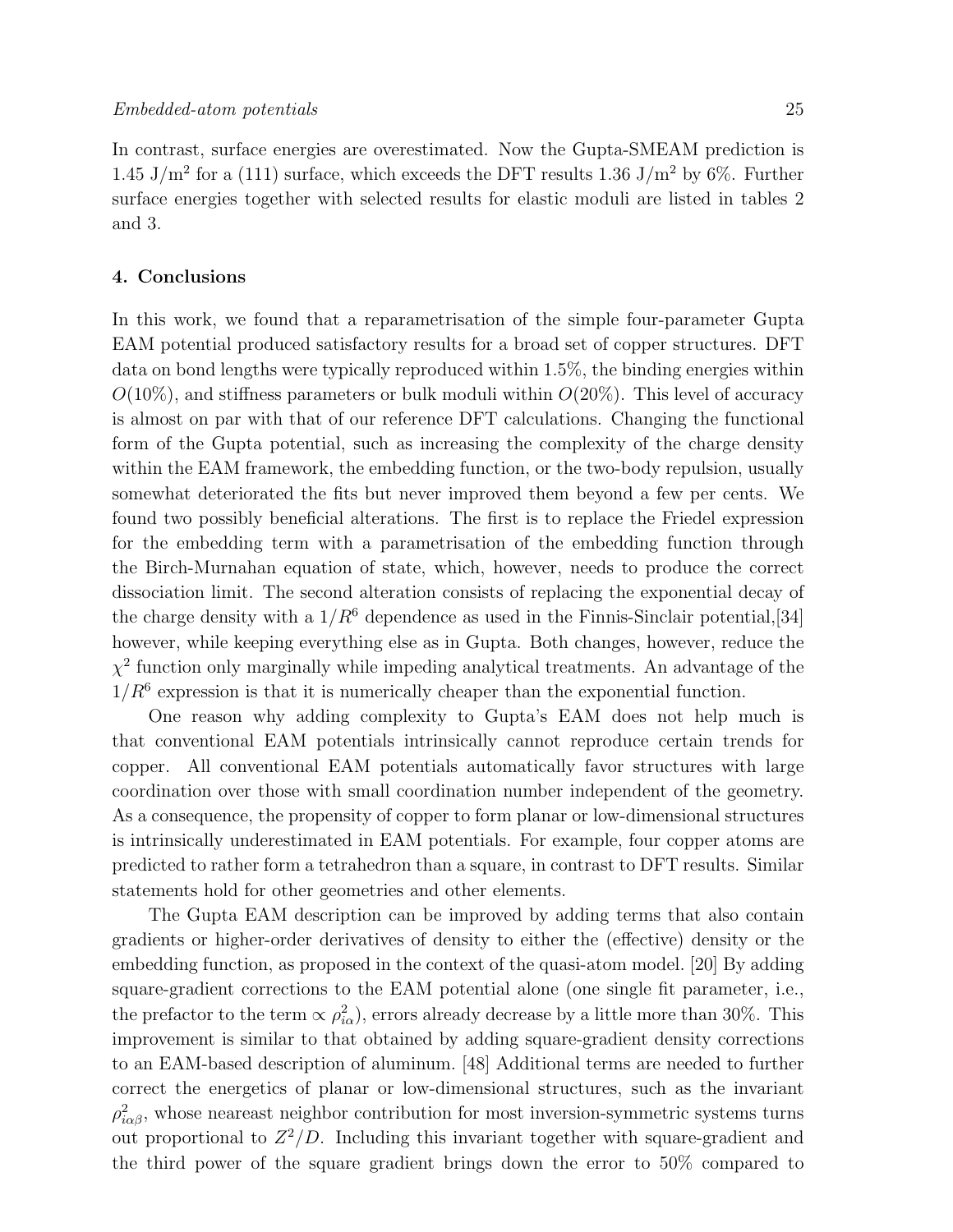In contrast, surface energies are overestimated. Now the Gupta-SMEAM prediction is 1.45 J/m$^2$ for a (111) surface, which exceeds the DFT results 1.36 J/m$^2$ by 6%. Further surface energies together with selected results for elastic moduli are listed in tables 2 and 3.

## 4. Conclusions

In this work, we found that a reparametrisation of the simple four-parameter Gupta EAM potential produced satisfactory results for a broad set of copper structures. DFT data on bond lengths were typically reproduced within 1.5%, the binding energies within $O(10\%)$, and stiffness parameters or bulk moduli within $O(20\%)$. This level of accuracy is almost on par with that of our reference DFT calculations. Changing the functional form of the Gupta potential, such as increasing the complexity of the charge density within the EAM framework, the embedding function, or the two-body repulsion, usually somewhat deteriorated the fits but never improved them beyond a few per cents. We found two possibly beneficial alterations. The first is to replace the Friedel expression for the embedding term with a parametrisation of the embedding function through the Birch-Murnahan equation of state, which, however, needs to produce the correct dissociation limit. The second alteration consists of replacing the exponential decay of the charge density with a $1/R^6$ dependence as used in the Finnis-Sinclair potential,[34] however, while keeping everything else as in Gupta. Both changes, however, reduce the $\chi^2$ function only marginally while impeding analytical treatments. An advantage of the $1/R^6$ expression is that it is numerically cheaper than the exponential function.

One reason why adding complexity to Gupta's EAM does not help much is that conventional EAM potentials intrinsically cannot reproduce certain trends for copper. All conventional EAM potentials automatically favor structures with large coordination over those with small coordination number independent of the geometry. As a consequence, the propensity of copper to form planar or low-dimensional structures is intrinsically underestimated in EAM potentials. For example, four copper atoms are predicted to rather form a tetrahedron than a square, in contrast to DFT results. Similar statements hold for other geometries and other elements.

The Gupta EAM description can be improved by adding terms that also contain gradients or higher-order derivatives of density to either the (effective) density or the embedding function, as proposed in the context of the quasi-atom model. [20] By adding square-gradient corrections to the EAM potential alone (one single fit parameter, i.e., the prefactor to the term $\propto \rho_{i\alpha}^2$), errors already decrease by a little more than 30%. This improvement is similar to that obtained by adding square-gradient density corrections to an EAM-based description of aluminum. [48] Additional terms are needed to further correct the energetics of planar or low-dimensional structures, such as the invariant $\rho_{i\alpha\beta}^2$, whose neareast neighbor contribution for most inversion-symmetric systems turns out proportional to $Z^2/D$. Including this invariant together with square-gradient and the third power of the square gradient brings down the error to 50% compared to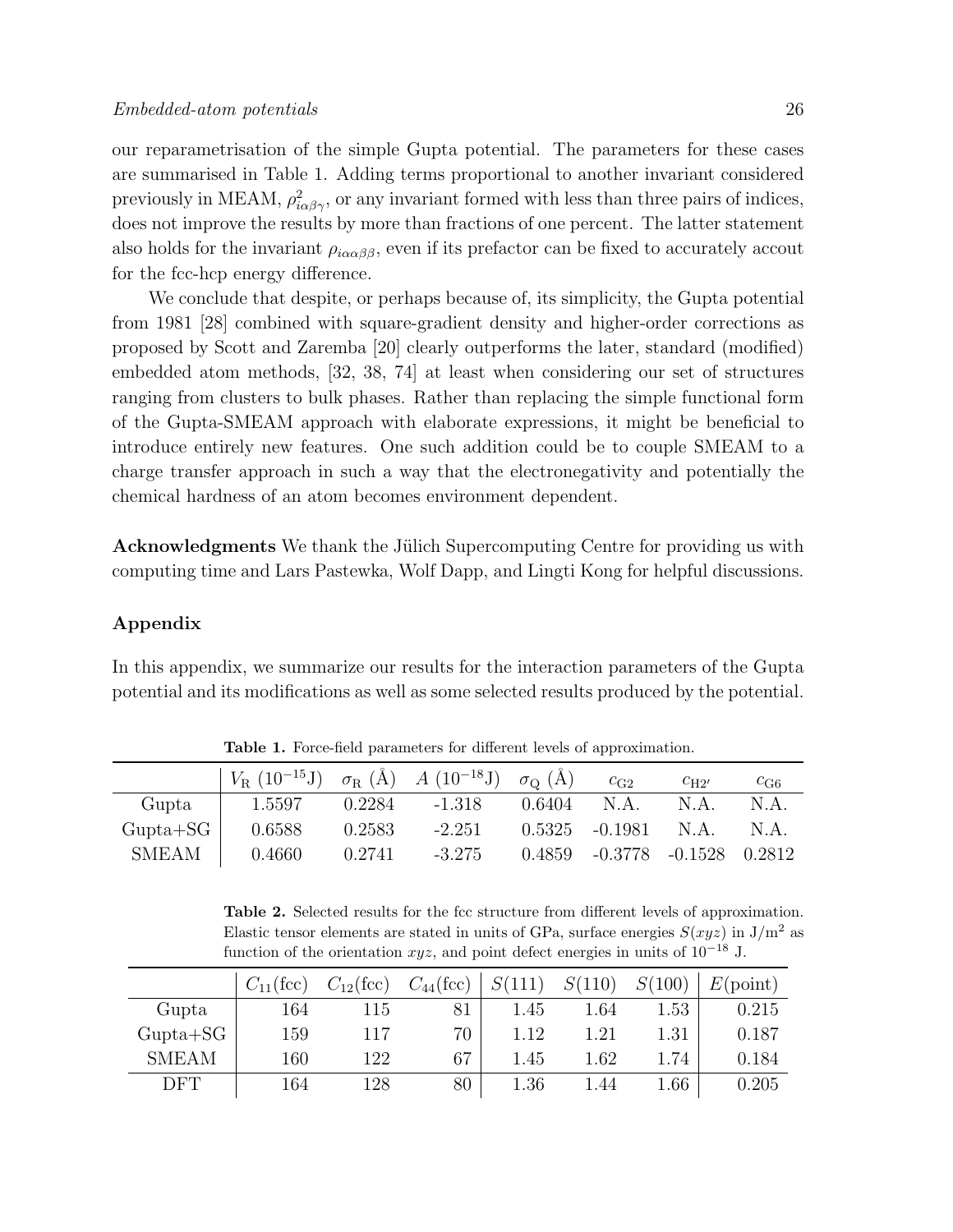our reparametrisation of the simple Gupta potential. The parameters for these cases are summarised in Table 1. Adding terms proportional to another invariant considered previously in MEAM, $\rho^2_{i\alpha\beta\gamma}$, or any invariant formed with less than three pairs of indices, does not improve the results by more than fractions of one percent. The latter statement also holds for the invariant $\rho_{i\alpha\alpha\beta\beta}$, even if its prefactor can be fixed to accurately accout for the fcc-hcp energy difference.

We conclude that despite, or perhaps because of, its simplicity, the Gupta potential from 1981 [28] combined with square-gradient density and higher-order corrections as proposed by Scott and Zaremba [20] clearly outperforms the later, standard (modified) embedded atom methods, [32, 38, 74] at least when considering our set of structures ranging from clusters to bulk phases. Rather than replacing the simple functional form of the Gupta-SMEAM approach with elaborate expressions, it might be beneficial to introduce entirely new features. One such addition could be to couple SMEAM to a charge transfer approach in such a way that the electronegativity and potentially the chemical hardness of an atom becomes environment dependent.

**Acknowledgments** We thank the Jülich Supercomputing Centre for providing us with computing time and Lars Pastewka, Wolf Dapp, and Lingti Kong for helpful discussions.

## Appendix

In this appendix, we summarize our results for the interaction parameters of the Gupta potential and its modifications as well as some selected results produced by the potential.

**Table 1.** Force-field parameters for different levels of approximation.

| | $V_R$ ($10^{-15}$J) | $\sigma_R$ (Å) | $A$ ($10^{-18}$J) | $\sigma_Q$ (Å) | $c_{G2}$ | $c_{H2'}$ | $c_{G6}$ |
|---|---|---|---|---|---|---|---|
| Gupta | 1.5597 | 0.2284 | -1.318 | 0.6404 | N.A. | N.A. | N.A. |
| Gupta+SG | 0.6588 | 0.2583 | -2.251 | 0.5325 | -0.1981 | N.A. | N.A. |
| SMEAM | 0.4660 | 0.2741 | -3.275 | 0.4859 | -0.3778 | -0.1528 | 0.2812 |

**Table 2.** Selected results for the fcc structure from different levels of approximation. Elastic tensor elements are stated in units of GPa, surface energies $S(xyz)$ in J/m$^2$ as function of the orientation $xyz$, and point defect energies in units of $10^{-18}$ J.

| | $C_{11}$(fcc) | $C_{12}$(fcc) | $C_{44}$(fcc) | $S(111)$ | $S(110)$ | $S(100)$ | $E$(point) |
|---|---|---|---|---|---|---|---|
| Gupta | 164 | 115 | 81 | 1.45 | 1.64 | 1.53 | 0.215 |
| Gupta+SG | 159 | 117 | 70 | 1.12 | 1.21 | 1.31 | 0.187 |
| SMEAM | 160 | 122 | 67 | 1.45 | 1.62 | 1.74 | 0.184 |
| DFT | 164 | 128 | 80 | 1.36 | 1.44 | 1.66 | 0.205 |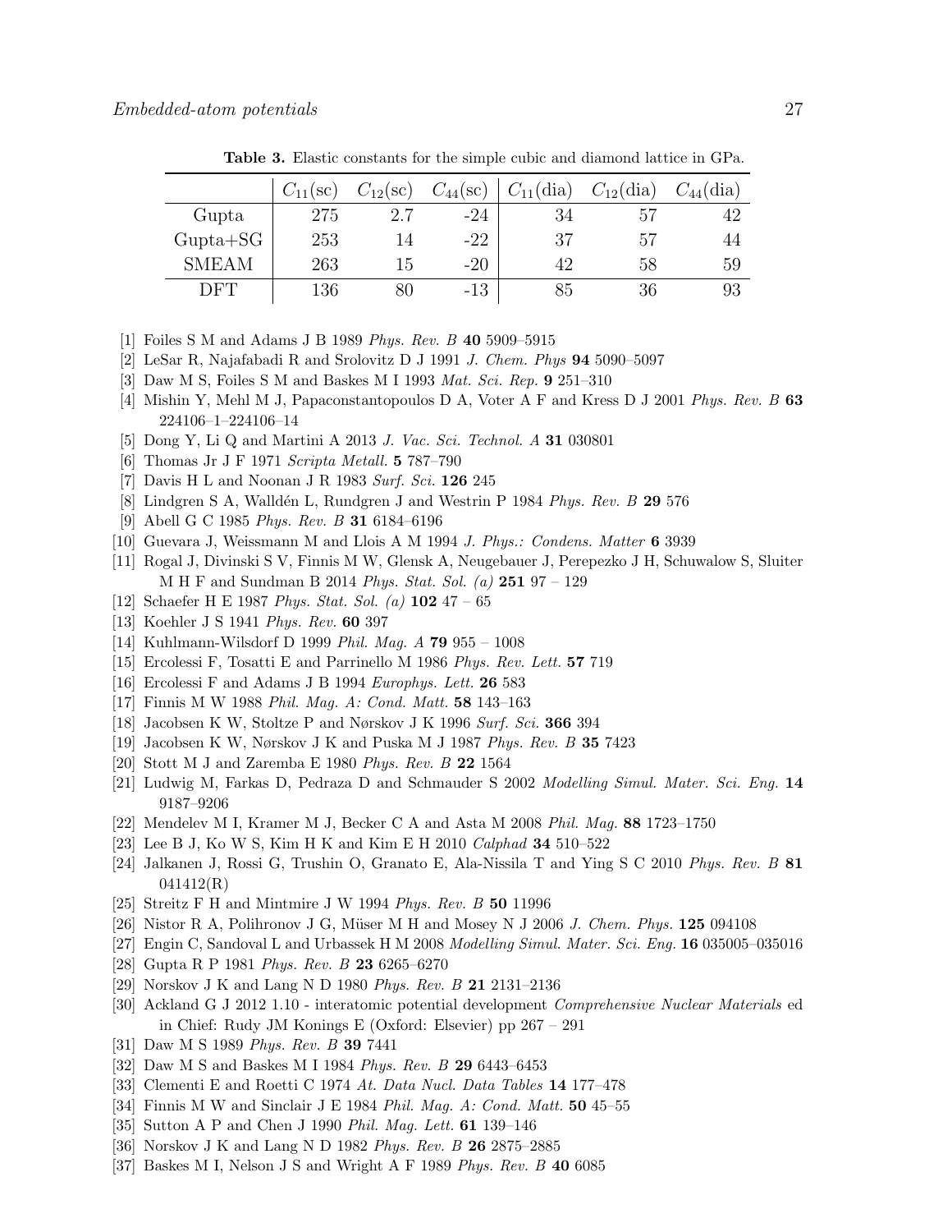**Table 3.** Elastic constants for the simple cubic and diamond lattice in GPa.

| | $C_{11}$(sc) | $C_{12}$(sc) | $C_{44}$(sc) | $C_{11}$(dia) | $C_{12}$(dia) | $C_{44}$(dia) |
|---|---|---|---|---|---|---|
| Gupta | 275 | 2.7 | -24 | 34 | 57 | 42 |
| Gupta+SG | 253 | 14 | -22 | 37 | 57 | 44 |
| SMEAM | 263 | 15 | -20 | 42 | 58 | 59 |
| DFT | 136 | 80 | -13 | 85 | 36 | 93 |

[1] Foiles S M and Adams J B 1989 *Phys. Rev. B* **40** 5909–5915

[2] LeSar R, Najafabadi R and Srolovitz D J 1991 *J. Chem. Phys* **94** 5090–5097

[3] Daw M S, Foiles S M and Baskes M I 1993 *Mat. Sci. Rep.* **9** 251–310

[4] Mishin Y, Mehl M J, Papaconstantopoulos D A, Voter A F and Kress D J 2001 *Phys. Rev. B* **63** 224106–1–224106–14

[5] Dong Y, Li Q and Martini A 2013 *J. Vac. Sci. Technol. A* **31** 030801

[6] Thomas Jr J F 1971 *Scripta Metall.* **5** 787–790

[7] Davis H L and Noonan J R 1983 *Surf. Sci.* **126** 245

[8] Lindgren S A, Walldén L, Rundgren J and Westrin P 1984 *Phys. Rev. B* **29** 576

[9] Abell G C 1985 *Phys. Rev. B* **31** 6184–6196

[10] Guevara J, Weissmann M and Llois A M 1994 *J. Phys.: Condens. Matter* **6** 3939

[11] Rogal J, Divinski S V, Finnis M W, Glensk A, Neugebauer J, Perepezko J H, Schuwalow S, Sluiter M H F and Sundman B 2014 *Phys. Stat. Sol. (a)* **251** 97 – 129

[12] Schaefer H E 1987 *Phys. Stat. Sol. (a)* **102** 47 – 65

[13] Koehler J S 1941 *Phys. Rev.* **60** 397

[14] Kuhlmann-Wilsdorf D 1999 *Phil. Mag. A* **79** 955 – 1008

[15] Ercolessi F, Tosatti E and Parrinello M 1986 *Phys. Rev. Lett.* **57** 719

[16] Ercolessi F and Adams J B 1994 *Europhys. Lett.* **26** 583

[17] Finnis M W 1988 *Phil. Mag. A: Cond. Matt.* **58** 143–163

[18] Jacobsen K W, Stoltze P and Nørskov J K 1996 *Surf. Sci.* **366** 394

[19] Jacobsen K W, Nørskov J K and Puska M J 1987 *Phys. Rev. B* **35** 7423

[20] Stott M J and Zaremba E 1980 *Phys. Rev. B* **22** 1564

[21] Ludwig M, Farkas D, Pedraza D and Schmauder S 2002 *Modelling Simul. Mater. Sci. Eng.* **14** 9187–9206

[22] Mendelev M I, Kramer M J, Becker C A and Asta M 2008 *Phil. Mag.* **88** 1723–1750

[23] Lee B J, Ko W S, Kim H K and Kim E H 2010 *Calphad* **34** 510–522

[24] Jalkanen J, Rossi G, Trushin O, Granato E, Ala-Nissila T and Ying S C 2010 *Phys. Rev. B* **81** 041412(R)

[25] Streitz F H and Mintmire J W 1994 *Phys. Rev. B* **50** 11996

[26] Nistor R A, Polihronov J G, Müser M H and Mosey N J 2006 *J. Chem. Phys.* **125** 094108

[27] Engin C, Sandoval L and Urbassek H M 2008 *Modelling Simul. Mater. Sci. Eng.* **16** 035005–035016

[28] Gupta R P 1981 *Phys. Rev. B* **23** 6265–6270

[29] Norskov J K and Lang N D 1980 *Phys. Rev. B* **21** 2131–2136

[30] Ackland G J 2012 1.10 - interatomic potential development *Comprehensive Nuclear Materials* ed in Chief: Rudy JM Konings E (Oxford: Elsevier) pp 267 – 291

[31] Daw M S 1989 *Phys. Rev. B* **39** 7441

[32] Daw M S and Baskes M I 1984 *Phys. Rev. B* **29** 6443–6453

[33] Clementi E and Roetti C 1974 *At. Data Nucl. Data Tables* **14** 177–478

[34] Finnis M W and Sinclair J E 1984 *Phil. Mag. A: Cond. Matt.* **50** 45–55

[35] Sutton A P and Chen J 1990 *Phil. Mag. Lett.* **61** 139–146

[36] Norskov J K and Lang N D 1982 *Phys. Rev. B* **26** 2875–2885

[37] Baskes M I, Nelson J S and Wright A F 1989 *Phys. Rev. B* **40** 6085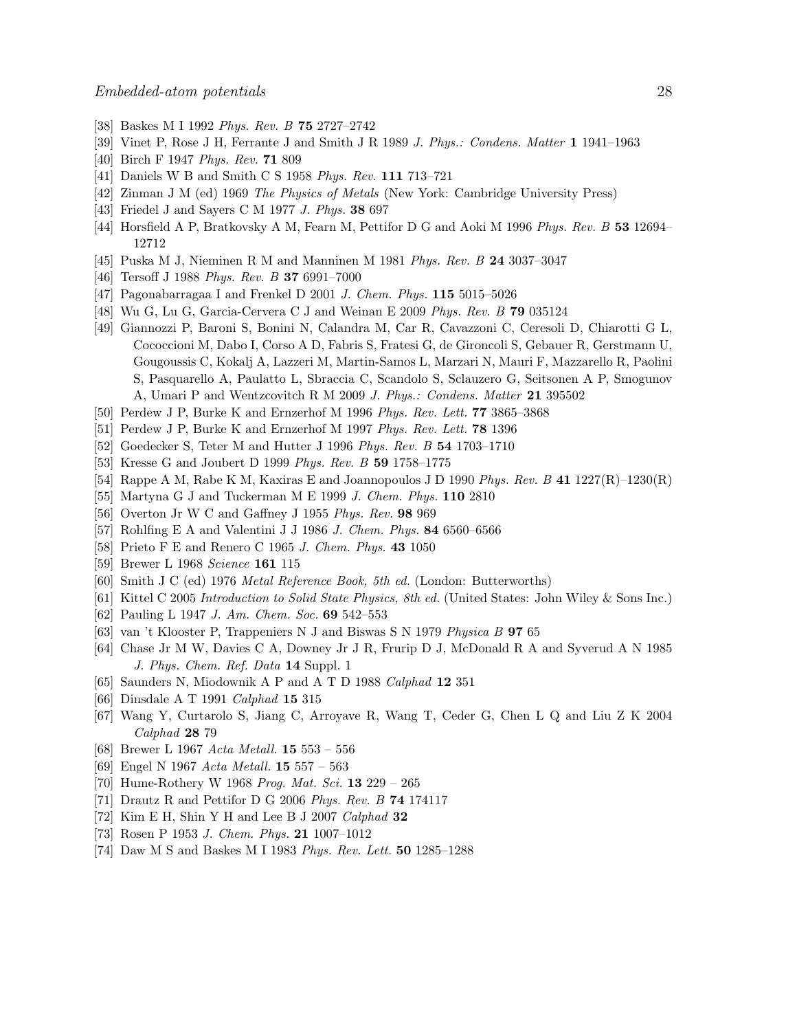[38] Baskes M I 1992 *Phys. Rev. B* **75** 2727–2742

[39] Vinet P, Rose J H, Ferrante J and Smith J R 1989 *J. Phys.: Condens. Matter* **1** 1941–1963

[40] Birch F 1947 *Phys. Rev.* **71** 809

[41] Daniels W B and Smith C S 1958 *Phys. Rev.* **111** 713–721

[42] Zinman J M (ed) 1969 *The Physics of Metals* (New York: Cambridge University Press)

[43] Friedel J and Sayers C M 1977 *J. Phys.* **38** 697

[44] Horsfield A P, Bratkovsky A M, Fearn M, Pettifor D G and Aoki M 1996 *Phys. Rev. B* **53** 12694–12712

[45] Puska M J, Nieminen R M and Manninen M 1981 *Phys. Rev. B* **24** 3037–3047

[46] Tersoff J 1988 *Phys. Rev. B* **37** 6991–7000

[47] Pagonabarragaa I and Frenkel D 2001 *J. Chem. Phys.* **115** 5015–5026

[48] Wu G, Lu G, Garcia-Cervera C J and Weinan E 2009 *Phys. Rev. B* **79** 035124

[49] Giannozzi P, Baroni S, Bonini N, Calandra M, Car R, Cavazzoni C, Ceresoli D, Chiarotti G L, Cococcioni M, Dabo I, Corso A D, Fabris S, Fratesi G, de Gironcoli S, Gebauer R, Gerstmann U, Gougoussis C, Kokalj A, Lazzeri M, Martin-Samos L, Marzari N, Mauri F, Mazzarello R, Paolini S, Pasquarello A, Paulatto L, Sbraccia C, Scandolo S, Sclauzero G, Seitsonen A P, Smogunov A, Umari P and Wentzcovitch R M 2009 *J. Phys.: Condens. Matter* **21** 395502

[50] Perdew J P, Burke K and Ernzerhof M 1996 *Phys. Rev. Lett.* **77** 3865–3868

[51] Perdew J P, Burke K and Ernzerhof M 1997 *Phys. Rev. Lett.* **78** 1396

[52] Goedecker S, Teter M and Hutter J 1996 *Phys. Rev. B* **54** 1703–1710

[53] Kresse G and Joubert D 1999 *Phys. Rev. B* **59** 1758–1775

[54] Rappe A M, Rabe K M, Kaxiras E and Joannopoulos J D 1990 *Phys. Rev. B* **41** 1227(R)–1230(R)

[55] Martyna G J and Tuckerman M E 1999 *J. Chem. Phys.* **110** 2810

[56] Overton Jr W C and Gaffney J 1955 *Phys. Rev.* **98** 969

[57] Rohlfing E A and Valentini J J 1986 *J. Chem. Phys.* **84** 6560–6566

[58] Prieto F E and Renero C 1965 *J. Chem. Phys.* **43** 1050

[59] Brewer L 1968 *Science* **161** 115

[60] Smith J C (ed) 1976 *Metal Reference Book, 5th ed.* (London: Butterworths)

[61] Kittel C 2005 *Introduction to Solid State Physics, 8th ed.* (United States: John Wiley & Sons Inc.)

[62] Pauling L 1947 *J. Am. Chem. Soc.* **69** 542–553

[63] van 't Klooster P, Trappeniers N J and Biswas S N 1979 *Physica B* **97** 65

[64] Chase Jr M W, Davies C A, Downey Jr J R, Frurip D J, McDonald R A and Syverud A N 1985 *J. Phys. Chem. Ref. Data* **14** Suppl. 1

[65] Saunders N, Miodownik A P and A T D 1988 *Calphad* **12** 351

[66] Dinsdale A T 1991 *Calphad* **15** 315

[67] Wang Y, Curtarolo S, Jiang C, Arroyave R, Wang T, Ceder G, Chen L Q and Liu Z K 2004 *Calphad* **28** 79

[68] Brewer L 1967 *Acta Metall.* **15** 553 – 556

[69] Engel N 1967 *Acta Metall.* **15** 557 – 563

[70] Hume-Rothery W 1968 *Prog. Mat. Sci.* **13** 229 – 265

[71] Drautz R and Pettifor D G 2006 *Phys. Rev. B* **74** 174117

[72] Kim E H, Shin Y H and Lee B J 2007 *Calphad* **32**

[73] Rosen P 1953 *J. Chem. Phys.* **21** 1007–1012

[74] Daw M S and Baskes M I 1983 *Phys. Rev. Lett.* **50** 1285–1288